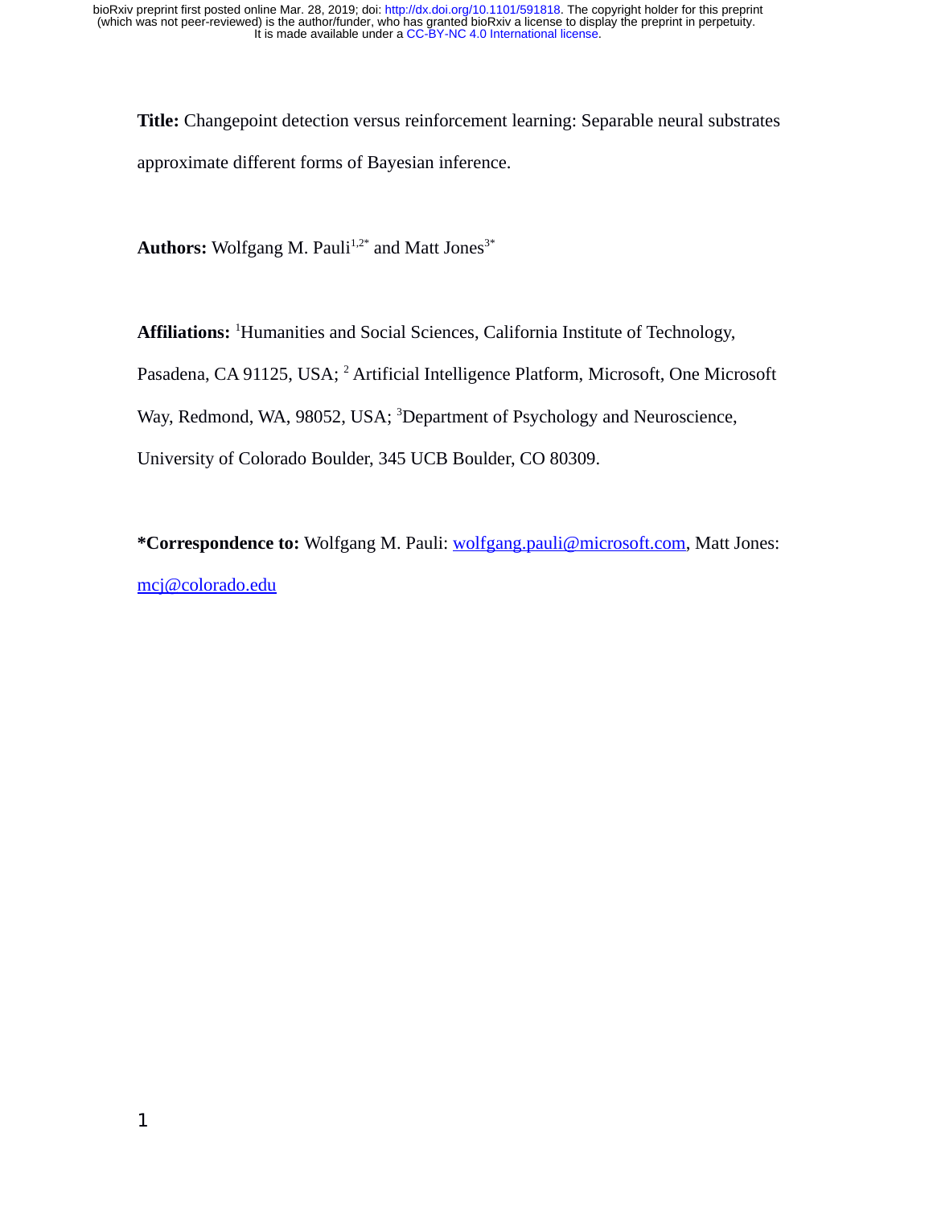**Title:** Changepoint detection versus reinforcement learning: Separable neural substrates approximate different forms of Bayesian inference.

**Authors:** Wolfgang M. Pauli[1,2*] and Matt Jones[3*]

**Affiliations:** [1]Humanities and Social Sciences, California Institute of Technology, Pasadena, CA 91125, USA; [2] Artificial Intelligence Platform, Microsoft, One Microsoft Way, Redmond, WA, 98052, USA; [3]Department of Psychology and Neuroscience, University of Colorado Boulder, 345 UCB Boulder, CO 80309.

**\*Correspondence to:** Wolfgang M. Pauli: wolfgang.pauli@microsoft.com, Matt Jones: mcj@colorado.edu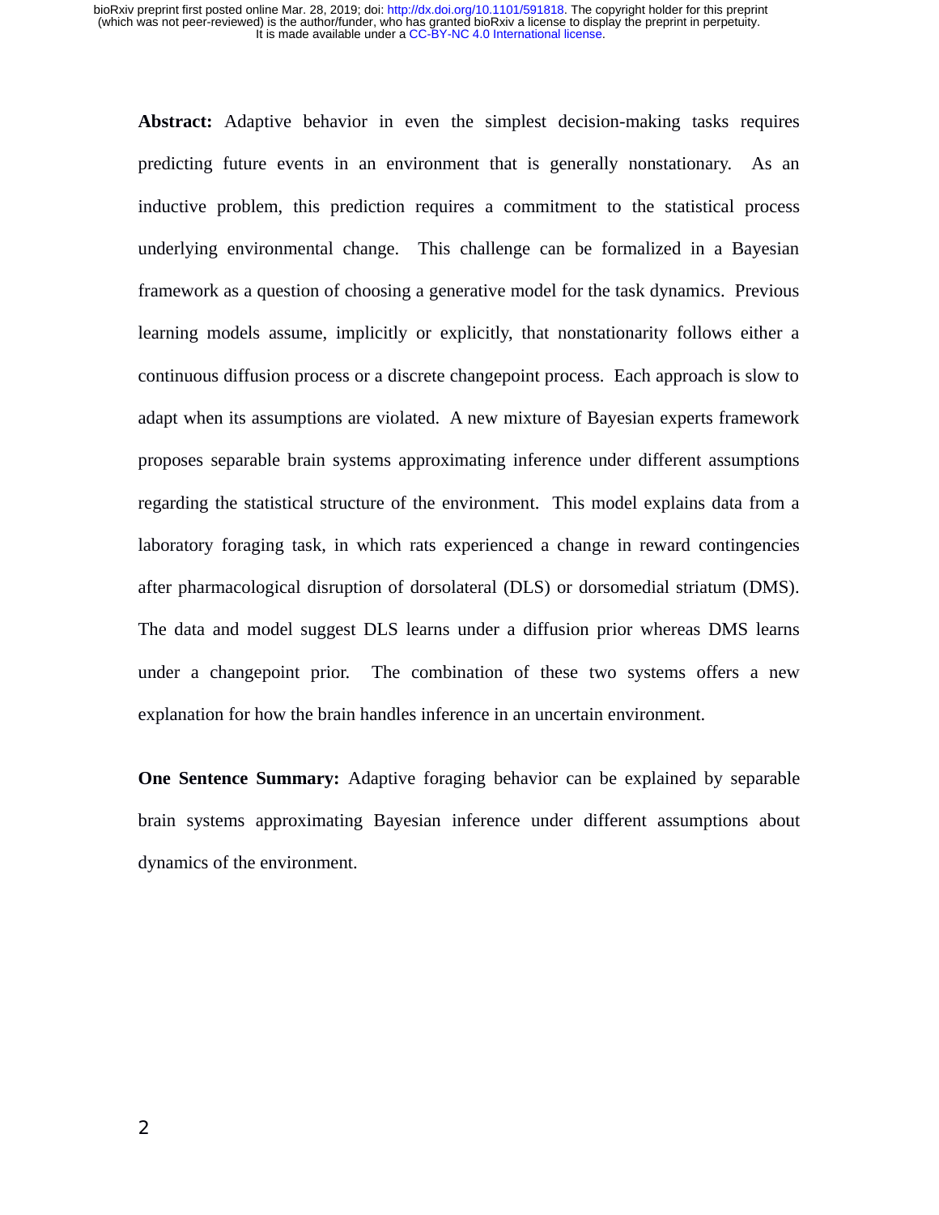**Abstract:** Adaptive behavior in even the simplest decision-making tasks requires predicting future events in an environment that is generally nonstationary. As an inductive problem, this prediction requires a commitment to the statistical process underlying environmental change. This challenge can be formalized in a Bayesian framework as a question of choosing a generative model for the task dynamics. Previous learning models assume, implicitly or explicitly, that nonstationarity follows either a continuous diffusion process or a discrete changepoint process. Each approach is slow to adapt when its assumptions are violated. A new mixture of Bayesian experts framework proposes separable brain systems approximating inference under different assumptions regarding the statistical structure of the environment. This model explains data from a laboratory foraging task, in which rats experienced a change in reward contingencies after pharmacological disruption of dorsolateral (DLS) or dorsomedial striatum (DMS). The data and model suggest DLS learns under a diffusion prior whereas DMS learns under a changepoint prior. The combination of these two systems offers a new explanation for how the brain handles inference in an uncertain environment.

**One Sentence Summary:** Adaptive foraging behavior can be explained by separable brain systems approximating Bayesian inference under different assumptions about dynamics of the environment.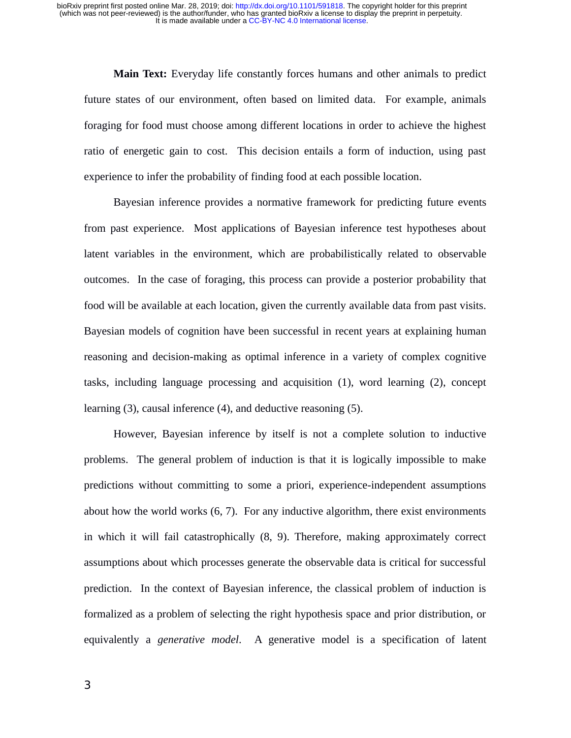**Main Text:** Everyday life constantly forces humans and other animals to predict future states of our environment, often based on limited data. For example, animals foraging for food must choose among different locations in order to achieve the highest ratio of energetic gain to cost. This decision entails a form of induction, using past experience to infer the probability of finding food at each possible location.

Bayesian inference provides a normative framework for predicting future events from past experience. Most applications of Bayesian inference test hypotheses about latent variables in the environment, which are probabilistically related to observable outcomes. In the case of foraging, this process can provide a posterior probability that food will be available at each location, given the currently available data from past visits. Bayesian models of cognition have been successful in recent years at explaining human reasoning and decision-making as optimal inference in a variety of complex cognitive tasks, including language processing and acquisition (1), word learning (2), concept learning (3), causal inference (4), and deductive reasoning (5).

However, Bayesian inference by itself is not a complete solution to inductive problems. The general problem of induction is that it is logically impossible to make predictions without committing to some a priori, experience-independent assumptions about how the world works (6, 7). For any inductive algorithm, there exist environments in which it will fail catastrophically (8, 9). Therefore, making approximately correct assumptions about which processes generate the observable data is critical for successful prediction. In the context of Bayesian inference, the classical problem of induction is formalized as a problem of selecting the right hypothesis space and prior distribution, or equivalently a *generative model*. A generative model is a specification of latent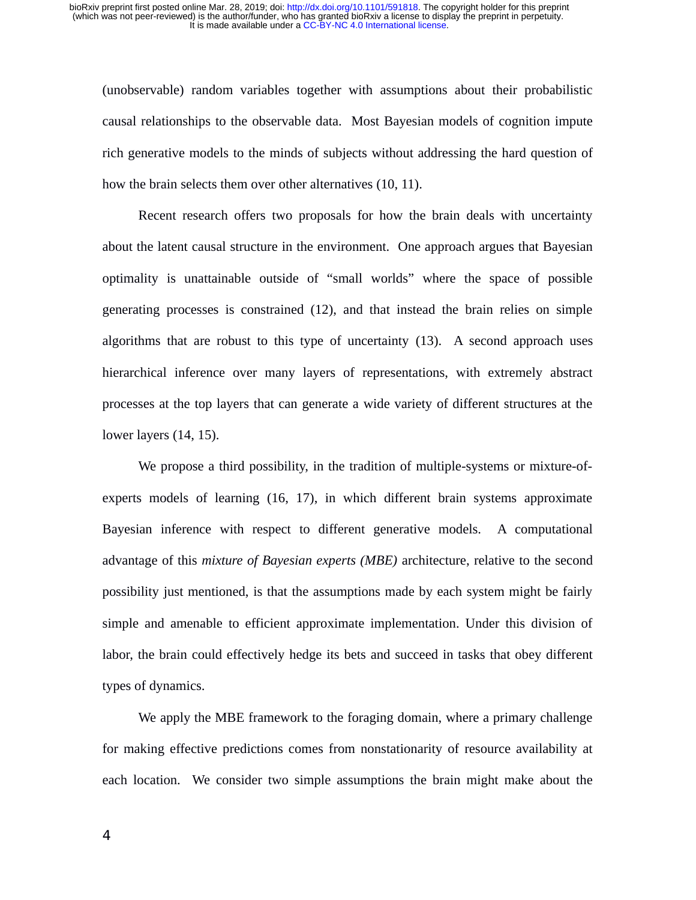(unobservable) random variables together with assumptions about their probabilistic causal relationships to the observable data. Most Bayesian models of cognition impute rich generative models to the minds of subjects without addressing the hard question of how the brain selects them over other alternatives (10, 11).

Recent research offers two proposals for how the brain deals with uncertainty about the latent causal structure in the environment. One approach argues that Bayesian optimality is unattainable outside of “small worlds” where the space of possible generating processes is constrained (12), and that instead the brain relies on simple algorithms that are robust to this type of uncertainty (13). A second approach uses hierarchical inference over many layers of representations, with extremely abstract processes at the top layers that can generate a wide variety of different structures at the lower layers (14, 15).

We propose a third possibility, in the tradition of multiple-systems or mixture-of-experts models of learning (16, 17), in which different brain systems approximate Bayesian inference with respect to different generative models. A computational advantage of this *mixture of Bayesian experts (MBE)* architecture, relative to the second possibility just mentioned, is that the assumptions made by each system might be fairly simple and amenable to efficient approximate implementation. Under this division of labor, the brain could effectively hedge its bets and succeed in tasks that obey different types of dynamics.

We apply the MBE framework to the foraging domain, where a primary challenge for making effective predictions comes from nonstationarity of resource availability at each location. We consider two simple assumptions the brain might make about the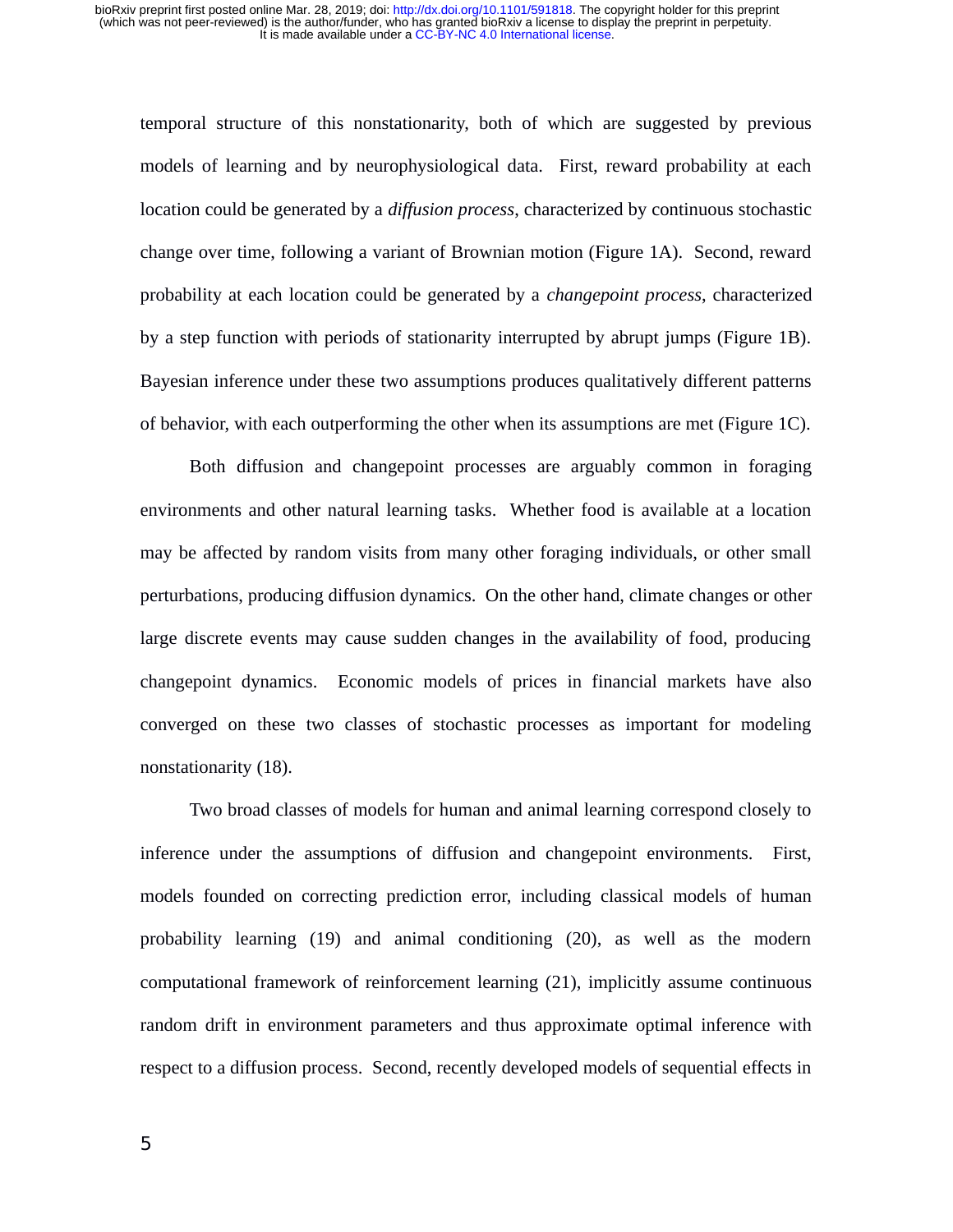temporal structure of this nonstationarity, both of which are suggested by previous models of learning and by neurophysiological data. First, reward probability at each location could be generated by a *diffusion process*, characterized by continuous stochastic change over time, following a variant of Brownian motion (Figure 1A). Second, reward probability at each location could be generated by a *changepoint process*, characterized by a step function with periods of stationarity interrupted by abrupt jumps (Figure 1B). Bayesian inference under these two assumptions produces qualitatively different patterns of behavior, with each outperforming the other when its assumptions are met (Figure 1C).

Both diffusion and changepoint processes are arguably common in foraging environments and other natural learning tasks. Whether food is available at a location may be affected by random visits from many other foraging individuals, or other small perturbations, producing diffusion dynamics. On the other hand, climate changes or other large discrete events may cause sudden changes in the availability of food, producing changepoint dynamics. Economic models of prices in financial markets have also converged on these two classes of stochastic processes as important for modeling nonstationarity (18).

Two broad classes of models for human and animal learning correspond closely to inference under the assumptions of diffusion and changepoint environments. First, models founded on correcting prediction error, including classical models of human probability learning (19) and animal conditioning (20), as well as the modern computational framework of reinforcement learning (21), implicitly assume continuous random drift in environment parameters and thus approximate optimal inference with respect to a diffusion process. Second, recently developed models of sequential effects in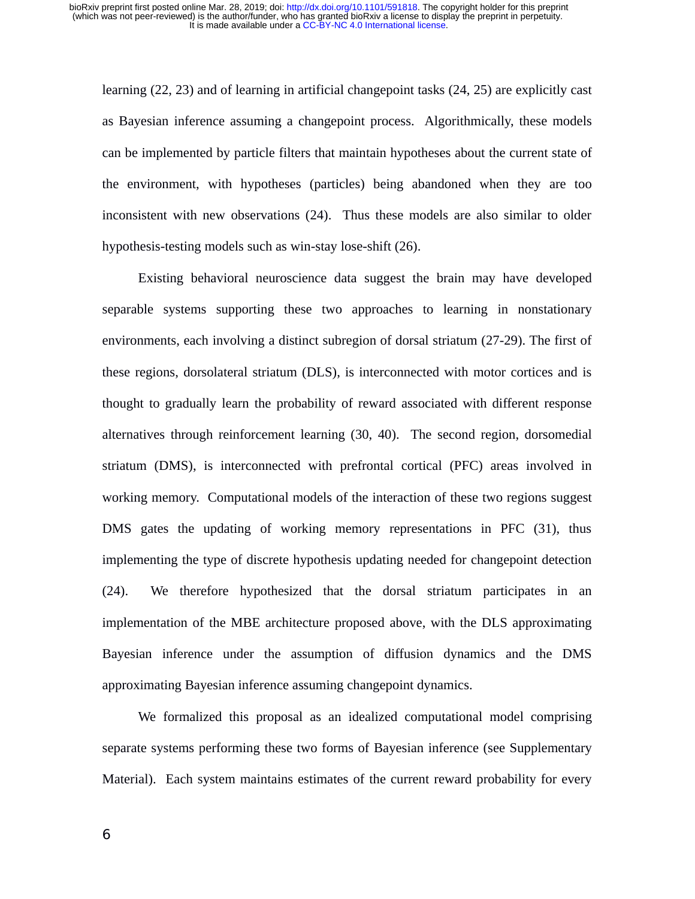learning (22, 23) and of learning in artificial changepoint tasks (24, 25) are explicitly cast as Bayesian inference assuming a changepoint process. Algorithmically, these models can be implemented by particle filters that maintain hypotheses about the current state of the environment, with hypotheses (particles) being abandoned when they are too inconsistent with new observations (24). Thus these models are also similar to older hypothesis-testing models such as win-stay lose-shift (26).

Existing behavioral neuroscience data suggest the brain may have developed separable systems supporting these two approaches to learning in nonstationary environments, each involving a distinct subregion of dorsal striatum (27-29). The first of these regions, dorsolateral striatum (DLS), is interconnected with motor cortices and is thought to gradually learn the probability of reward associated with different response alternatives through reinforcement learning (30, 40). The second region, dorsomedial striatum (DMS), is interconnected with prefrontal cortical (PFC) areas involved in working memory. Computational models of the interaction of these two regions suggest DMS gates the updating of working memory representations in PFC (31), thus implementing the type of discrete hypothesis updating needed for changepoint detection (24). We therefore hypothesized that the dorsal striatum participates in an implementation of the MBE architecture proposed above, with the DLS approximating Bayesian inference under the assumption of diffusion dynamics and the DMS approximating Bayesian inference assuming changepoint dynamics.

We formalized this proposal as an idealized computational model comprising separate systems performing these two forms of Bayesian inference (see Supplementary Material). Each system maintains estimates of the current reward probability for every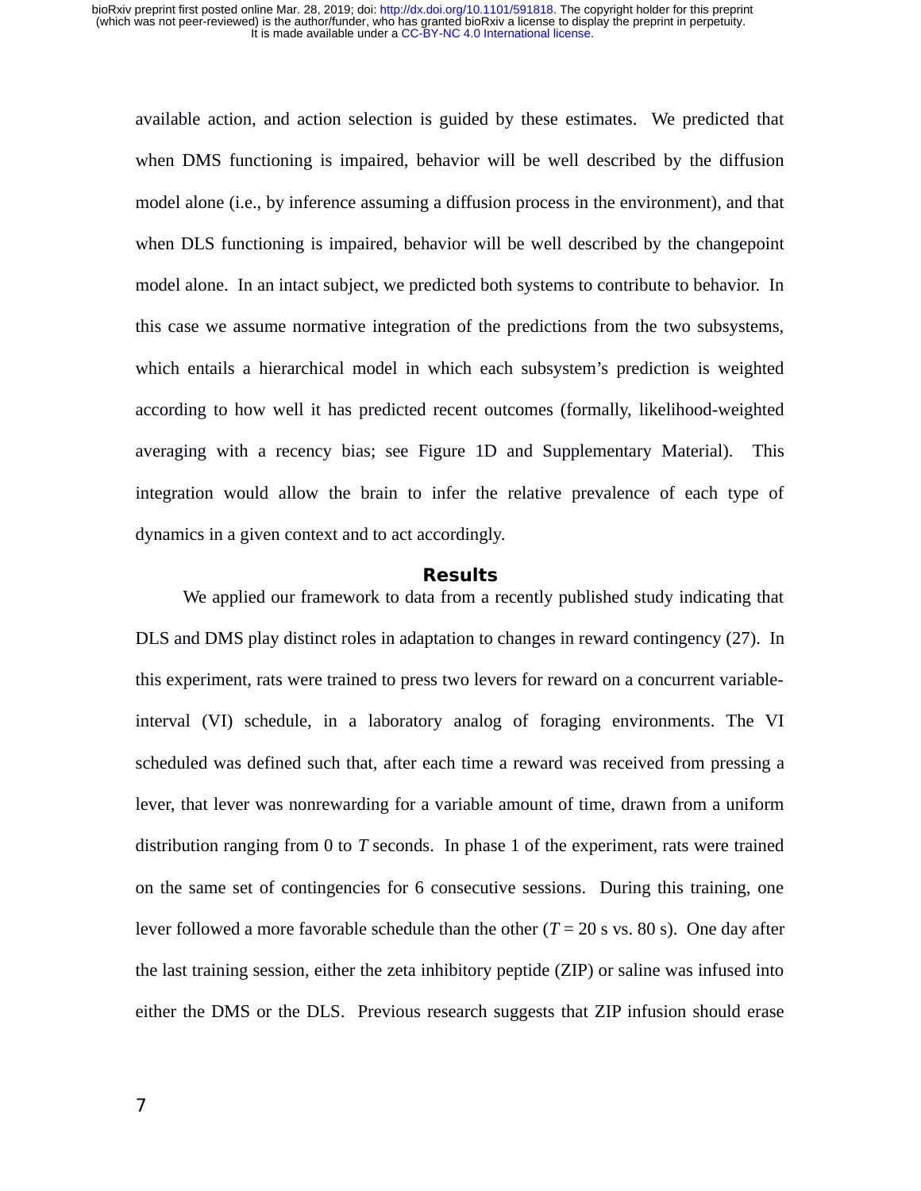available action, and action selection is guided by these estimates. We predicted that when DMS functioning is impaired, behavior will be well described by the diffusion model alone (i.e., by inference assuming a diffusion process in the environment), and that when DLS functioning is impaired, behavior will be well described by the changepoint model alone. In an intact subject, we predicted both systems to contribute to behavior. In this case we assume normative integration of the predictions from the two subsystems, which entails a hierarchical model in which each subsystem's prediction is weighted according to how well it has predicted recent outcomes (formally, likelihood-weighted averaging with a recency bias; see Figure 1D and Supplementary Material). This integration would allow the brain to infer the relative prevalence of each type of dynamics in a given context and to act accordingly.

## Results

We applied our framework to data from a recently published study indicating that DLS and DMS play distinct roles in adaptation to changes in reward contingency (27). In this experiment, rats were trained to press two levers for reward on a concurrent variable-interval (VI) schedule, in a laboratory analog of foraging environments. The VI scheduled was defined such that, after each time a reward was received from pressing a lever, that lever was nonrewarding for a variable amount of time, drawn from a uniform distribution ranging from 0 to $T$ seconds. In phase 1 of the experiment, rats were trained on the same set of contingencies for 6 consecutive sessions. During this training, one lever followed a more favorable schedule than the other ($T = 20$ s vs. 80 s). One day after the last training session, either the zeta inhibitory peptide (ZIP) or saline was infused into either the DMS or the DLS. Previous research suggests that ZIP infusion should erase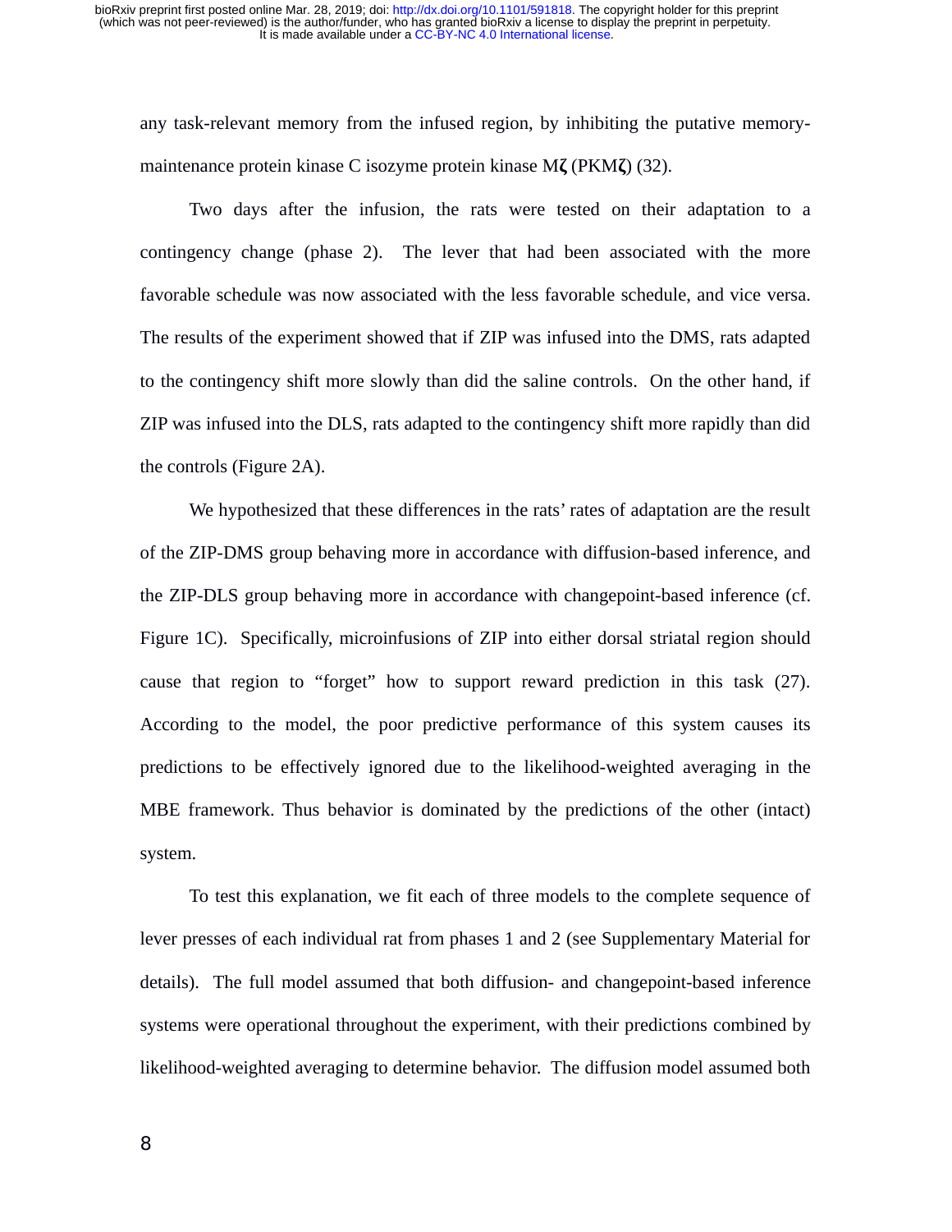any task-relevant memory from the infused region, by inhibiting the putative memory-maintenance protein kinase C isozyme protein kinase M**ζ** (PKM**ζ**) (32).

Two days after the infusion, the rats were tested on their adaptation to a contingency change (phase 2). The lever that had been associated with the more favorable schedule was now associated with the less favorable schedule, and vice versa. The results of the experiment showed that if ZIP was infused into the DMS, rats adapted to the contingency shift more slowly than did the saline controls. On the other hand, if ZIP was infused into the DLS, rats adapted to the contingency shift more rapidly than did the controls (Figure 2A).

We hypothesized that these differences in the rats' rates of adaptation are the result of the ZIP-DMS group behaving more in accordance with diffusion-based inference, and the ZIP-DLS group behaving more in accordance with changepoint-based inference (cf. Figure 1C). Specifically, microinfusions of ZIP into either dorsal striatal region should cause that region to "forget" how to support reward prediction in this task (27). According to the model, the poor predictive performance of this system causes its predictions to be effectively ignored due to the likelihood-weighted averaging in the MBE framework. Thus behavior is dominated by the predictions of the other (intact) system.

To test this explanation, we fit each of three models to the complete sequence of lever presses of each individual rat from phases 1 and 2 (see Supplementary Material for details). The full model assumed that both diffusion- and changepoint-based inference systems were operational throughout the experiment, with their predictions combined by likelihood-weighted averaging to determine behavior. The diffusion model assumed both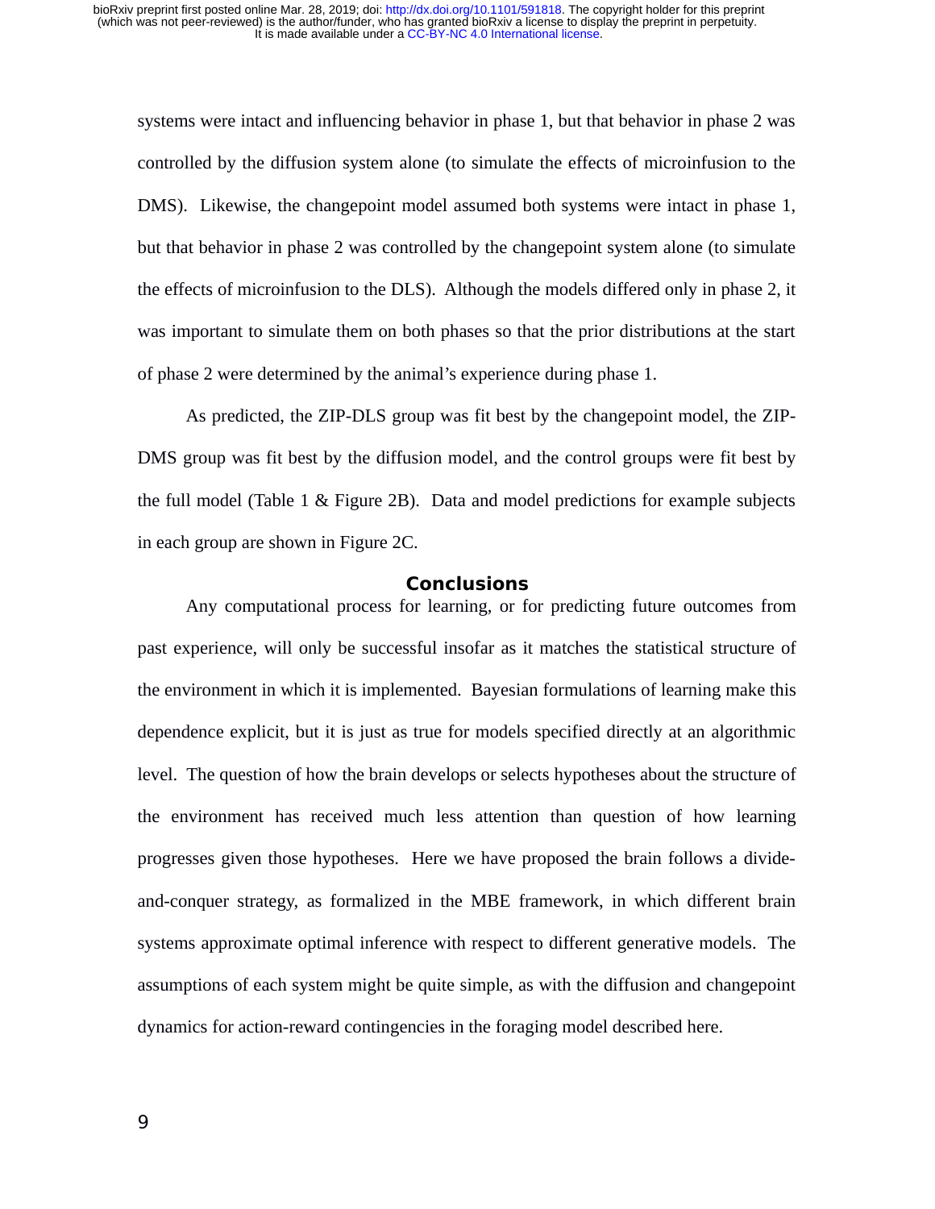systems were intact and influencing behavior in phase 1, but that behavior in phase 2 was controlled by the diffusion system alone (to simulate the effects of microinfusion to the DMS). Likewise, the changepoint model assumed both systems were intact in phase 1, but that behavior in phase 2 was controlled by the changepoint system alone (to simulate the effects of microinfusion to the DLS). Although the models differed only in phase 2, it was important to simulate them on both phases so that the prior distributions at the start of phase 2 were determined by the animal's experience during phase 1.

As predicted, the ZIP-DLS group was fit best by the changepoint model, the ZIP-DMS group was fit best by the diffusion model, and the control groups were fit best by the full model (Table 1 & Figure 2B). Data and model predictions for example subjects in each group are shown in Figure 2C.

## Conclusions

Any computational process for learning, or for predicting future outcomes from past experience, will only be successful insofar as it matches the statistical structure of the environment in which it is implemented. Bayesian formulations of learning make this dependence explicit, but it is just as true for models specified directly at an algorithmic level. The question of how the brain develops or selects hypotheses about the structure of the environment has received much less attention than question of how learning progresses given those hypotheses. Here we have proposed the brain follows a divide-and-conquer strategy, as formalized in the MBE framework, in which different brain systems approximate optimal inference with respect to different generative models. The assumptions of each system might be quite simple, as with the diffusion and changepoint dynamics for action-reward contingencies in the foraging model described here.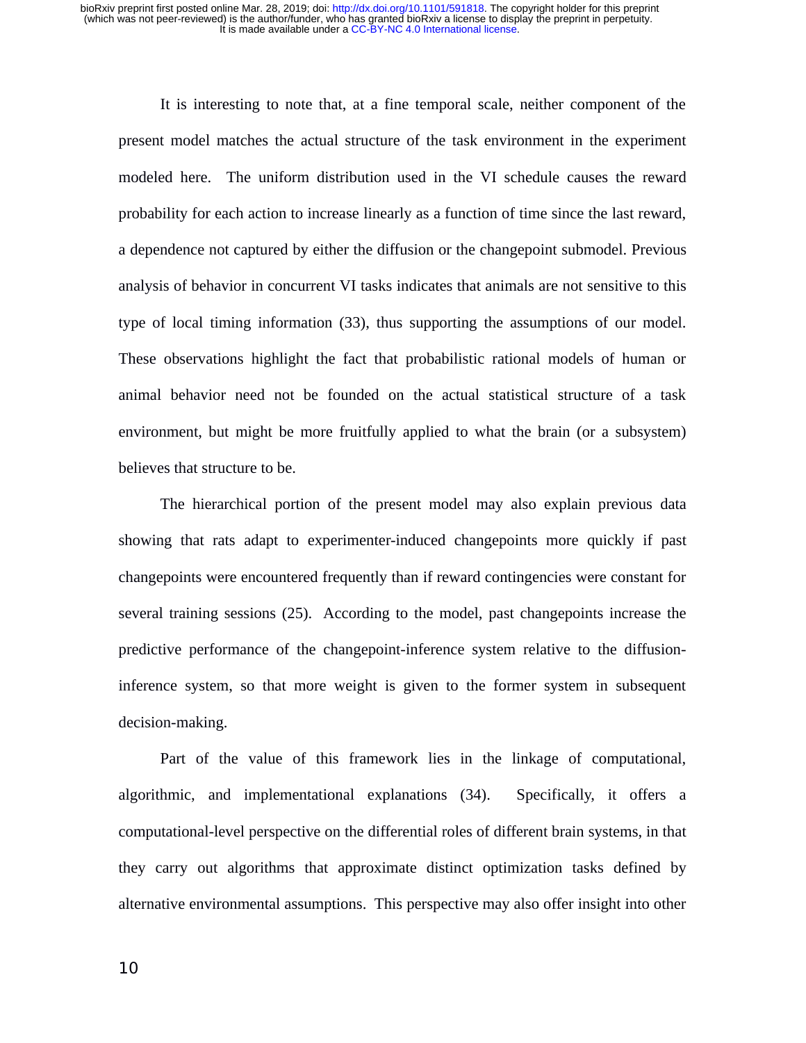It is interesting to note that, at a fine temporal scale, neither component of the present model matches the actual structure of the task environment in the experiment modeled here. The uniform distribution used in the VI schedule causes the reward probability for each action to increase linearly as a function of time since the last reward, a dependence not captured by either the diffusion or the changepoint submodel. Previous analysis of behavior in concurrent VI tasks indicates that animals are not sensitive to this type of local timing information (33), thus supporting the assumptions of our model. These observations highlight the fact that probabilistic rational models of human or animal behavior need not be founded on the actual statistical structure of a task environment, but might be more fruitfully applied to what the brain (or a subsystem) believes that structure to be.

The hierarchical portion of the present model may also explain previous data showing that rats adapt to experimenter-induced changepoints more quickly if past changepoints were encountered frequently than if reward contingencies were constant for several training sessions (25). According to the model, past changepoints increase the predictive performance of the changepoint-inference system relative to the diffusion-inference system, so that more weight is given to the former system in subsequent decision-making.

Part of the value of this framework lies in the linkage of computational, algorithmic, and implementational explanations (34). Specifically, it offers a computational-level perspective on the differential roles of different brain systems, in that they carry out algorithms that approximate distinct optimization tasks defined by alternative environmental assumptions. This perspective may also offer insight into other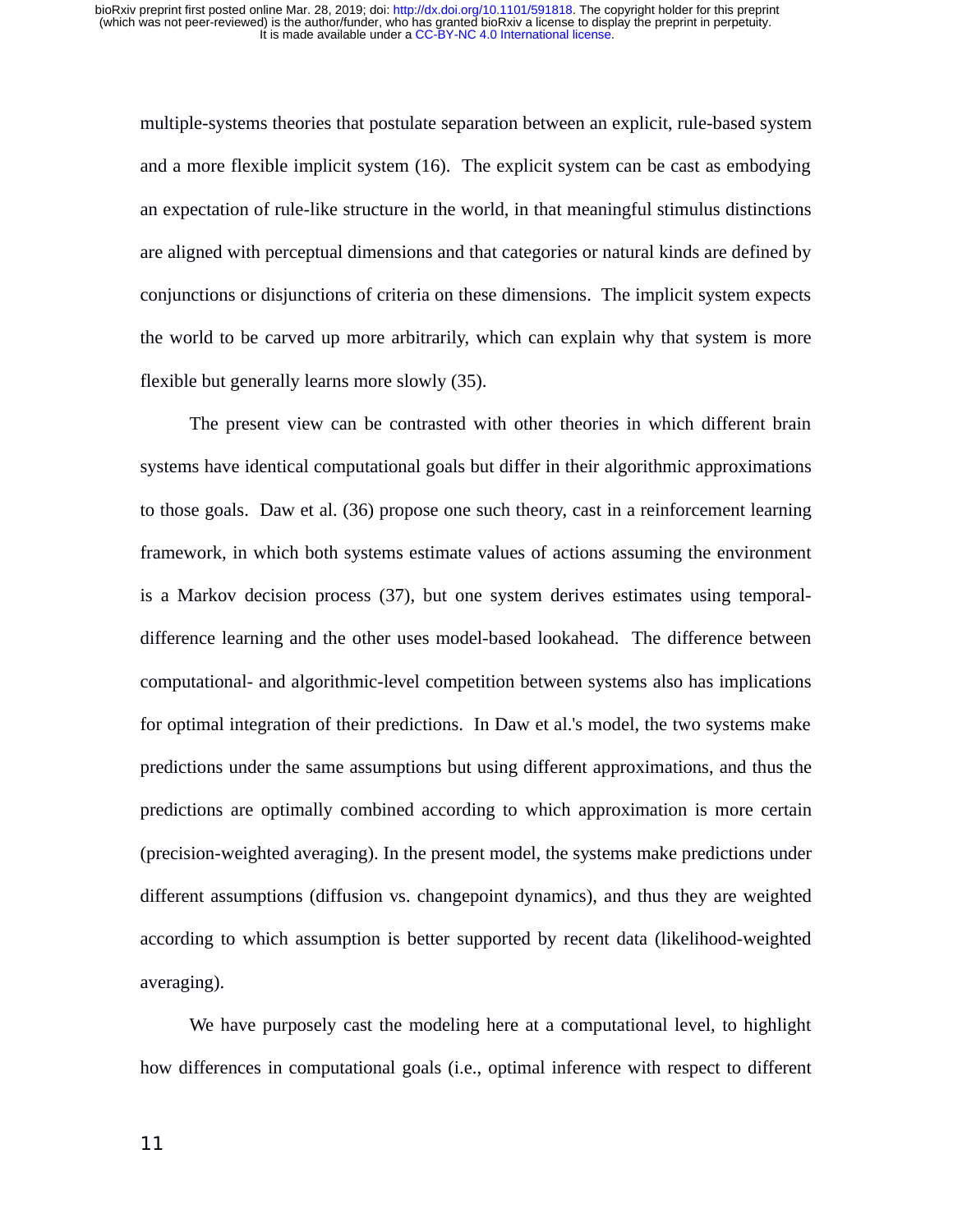multiple-systems theories that postulate separation between an explicit, rule-based system and a more flexible implicit system (16). The explicit system can be cast as embodying an expectation of rule-like structure in the world, in that meaningful stimulus distinctions are aligned with perceptual dimensions and that categories or natural kinds are defined by conjunctions or disjunctions of criteria on these dimensions. The implicit system expects the world to be carved up more arbitrarily, which can explain why that system is more flexible but generally learns more slowly (35).

The present view can be contrasted with other theories in which different brain systems have identical computational goals but differ in their algorithmic approximations to those goals. Daw et al. (36) propose one such theory, cast in a reinforcement learning framework, in which both systems estimate values of actions assuming the environment is a Markov decision process (37), but one system derives estimates using temporal-difference learning and the other uses model-based lookahead. The difference between computational- and algorithmic-level competition between systems also has implications for optimal integration of their predictions. In Daw et al.'s model, the two systems make predictions under the same assumptions but using different approximations, and thus the predictions are optimally combined according to which approximation is more certain (precision-weighted averaging). In the present model, the systems make predictions under different assumptions (diffusion vs. changepoint dynamics), and thus they are weighted according to which assumption is better supported by recent data (likelihood-weighted averaging).

We have purposely cast the modeling here at a computational level, to highlight how differences in computational goals (i.e., optimal inference with respect to different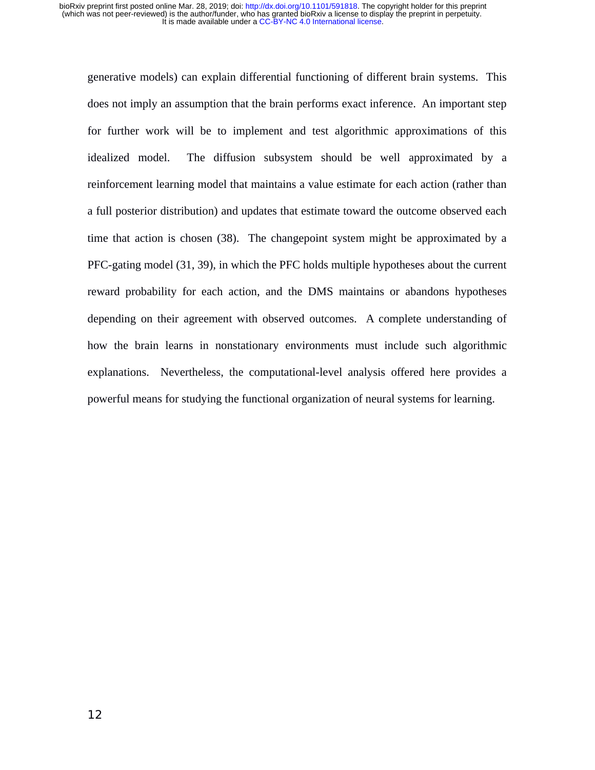generative models) can explain differential functioning of different brain systems. This does not imply an assumption that the brain performs exact inference. An important step for further work will be to implement and test algorithmic approximations of this idealized model. The diffusion subsystem should be well approximated by a reinforcement learning model that maintains a value estimate for each action (rather than a full posterior distribution) and updates that estimate toward the outcome observed each time that action is chosen (38). The changepoint system might be approximated by a PFC-gating model (31, 39), in which the PFC holds multiple hypotheses about the current reward probability for each action, and the DMS maintains or abandons hypotheses depending on their agreement with observed outcomes. A complete understanding of how the brain learns in nonstationary environments must include such algorithmic explanations. Nevertheless, the computational-level analysis offered here provides a powerful means for studying the functional organization of neural systems for learning.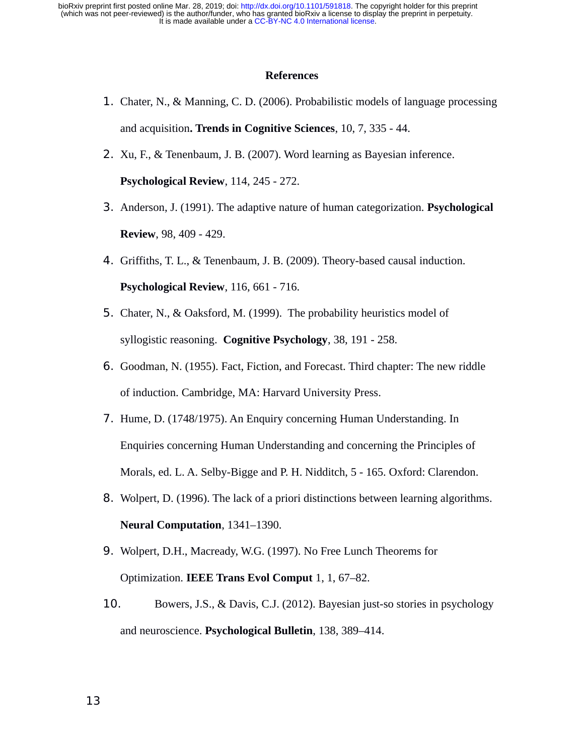## References

1. Chater, N., & Manning, C. D. (2006). Probabilistic models of language processing and acquisition**. Trends in Cognitive Sciences**, 10, 7, 335 - 44.
2. Xu, F., & Tenenbaum, J. B. (2007). Word learning as Bayesian inference. **Psychological Review**, 114, 245 - 272.
3. Anderson, J. (1991). The adaptive nature of human categorization. **Psychological Review**, 98, 409 - 429.
4. Griffiths, T. L., & Tenenbaum, J. B. (2009). Theory-based causal induction. **Psychological Review**, 116, 661 - 716.
5. Chater, N., & Oaksford, M. (1999). The probability heuristics model of syllogistic reasoning. **Cognitive Psychology**, 38, 191 - 258.
6. Goodman, N. (1955). Fact, Fiction, and Forecast. Third chapter: The new riddle of induction. Cambridge, MA: Harvard University Press.
7. Hume, D. (1748/1975). An Enquiry concerning Human Understanding. In Enquiries concerning Human Understanding and concerning the Principles of Morals, ed. L. A. Selby-Bigge and P. H. Nidditch, 5 - 165. Oxford: Clarendon.
8. Wolpert, D. (1996). The lack of a priori distinctions between learning algorithms. **Neural Computation**, 1341–1390.
9. Wolpert, D.H., Macready, W.G. (1997). No Free Lunch Theorems for Optimization. **IEEE Trans Evol Comput** 1, 1, 67–82.
10. Bowers, J.S., & Davis, C.J. (2012). Bayesian just-so stories in psychology and neuroscience. **Psychological Bulletin**, 138, 389–414.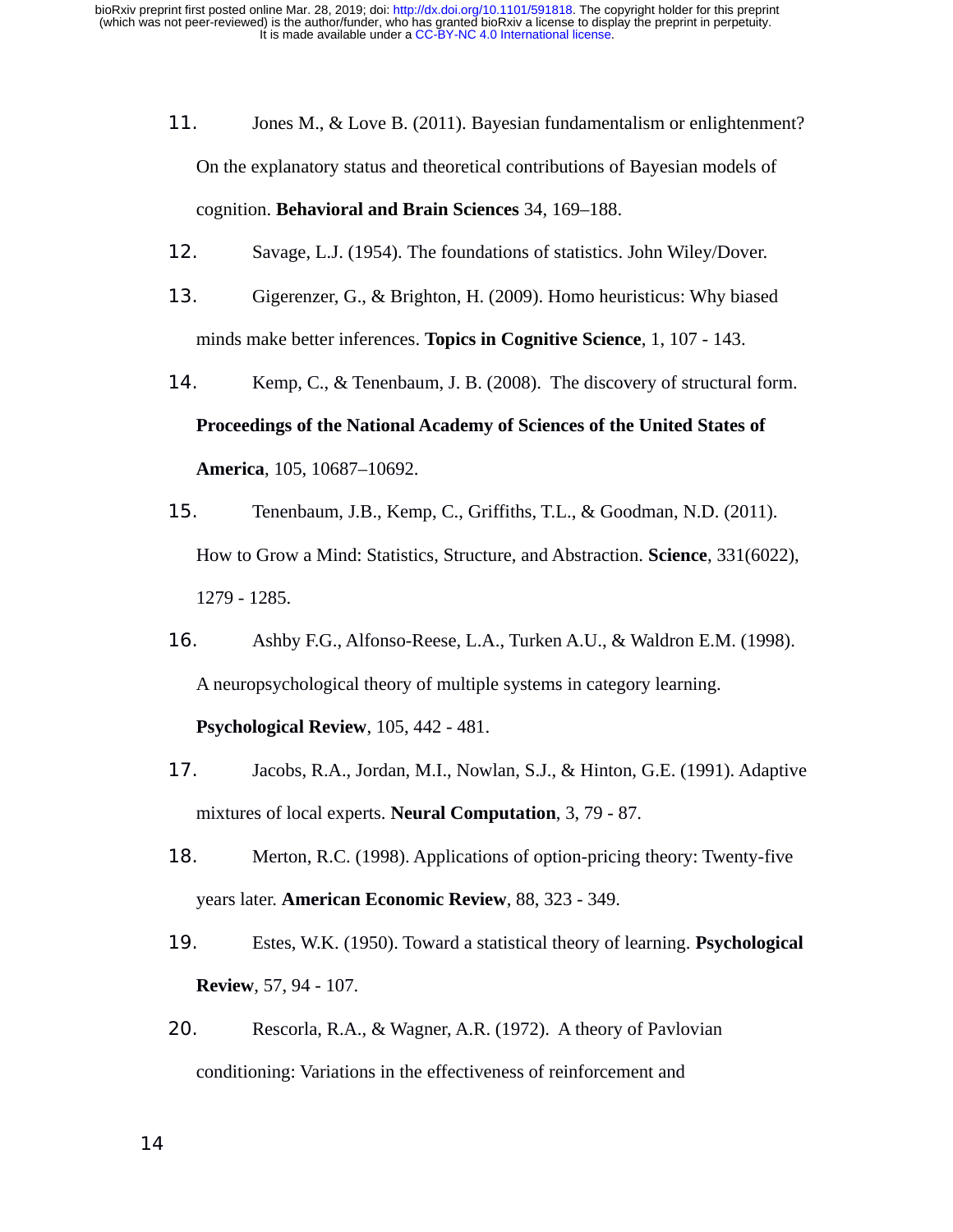11. Jones M., & Love B. (2011). Bayesian fundamentalism or enlightenment? On the explanatory status and theoretical contributions of Bayesian models of cognition. **Behavioral and Brain Sciences** 34, 169–188.

12. Savage, L.J. (1954). The foundations of statistics. John Wiley/Dover.

13. Gigerenzer, G., & Brighton, H. (2009). Homo heuristicus: Why biased minds make better inferences. **Topics in Cognitive Science**, 1, 107 - 143.

14. Kemp, C., & Tenenbaum, J. B. (2008). The discovery of structural form. **Proceedings of the National Academy of Sciences of the United States of America**, 105, 10687–10692.

15. Tenenbaum, J.B., Kemp, C., Griffiths, T.L., & Goodman, N.D. (2011). How to Grow a Mind: Statistics, Structure, and Abstraction. **Science**, 331(6022), 1279 - 1285.

16. Ashby F.G., Alfonso-Reese, L.A., Turken A.U., & Waldron E.M. (1998). A neuropsychological theory of multiple systems in category learning. **Psychological Review**, 105, 442 - 481.

17. Jacobs, R.A., Jordan, M.I., Nowlan, S.J., & Hinton, G.E. (1991). Adaptive mixtures of local experts. **Neural Computation**, 3, 79 - 87.

18. Merton, R.C. (1998). Applications of option-pricing theory: Twenty-five years later. **American Economic Review**, 88, 323 - 349.

19. Estes, W.K. (1950). Toward a statistical theory of learning. **Psychological Review**, 57, 94 - 107.

20. Rescorla, R.A., & Wagner, A.R. (1972). A theory of Pavlovian conditioning: Variations in the effectiveness of reinforcement and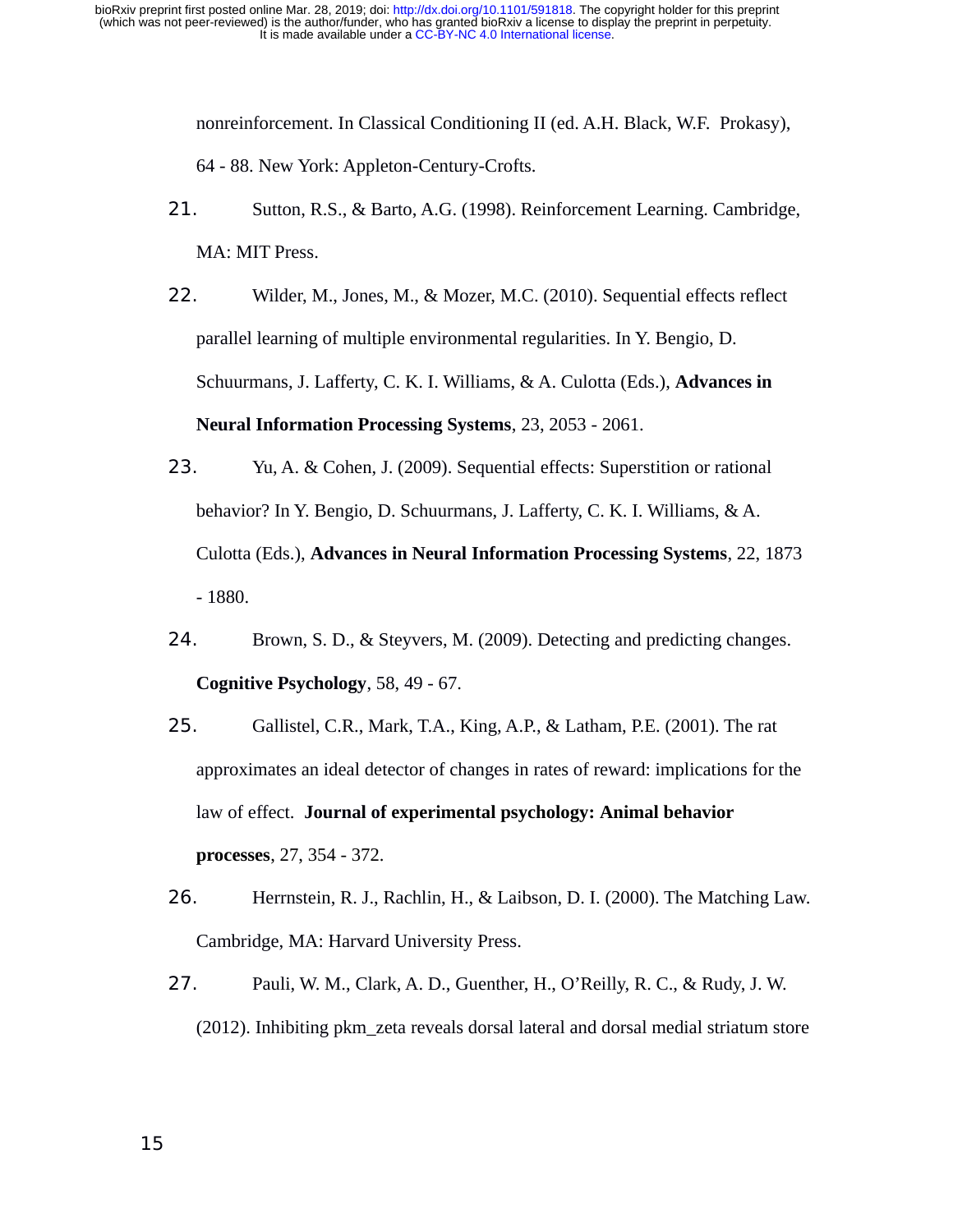nonreinforcement. In Classical Conditioning II (ed. A.H. Black, W.F. Prokasy), 64 - 88. New York: Appleton-Century-Crofts.

21. Sutton, R.S., & Barto, A.G. (1998). Reinforcement Learning. Cambridge, MA: MIT Press.

22. Wilder, M., Jones, M., & Mozer, M.C. (2010). Sequential effects reflect parallel learning of multiple environmental regularities. In Y. Bengio, D. Schuurmans, J. Lafferty, C. K. I. Williams, & A. Culotta (Eds.), **Advances in Neural Information Processing Systems**, 23, 2053 - 2061.

23. Yu, A. & Cohen, J. (2009). Sequential effects: Superstition or rational behavior? In Y. Bengio, D. Schuurmans, J. Lafferty, C. K. I. Williams, & A. Culotta (Eds.), **Advances in Neural Information Processing Systems**, 22, 1873 - 1880.

24. Brown, S. D., & Steyvers, M. (2009). Detecting and predicting changes. **Cognitive Psychology**, 58, 49 - 67.

25. Gallistel, C.R., Mark, T.A., King, A.P., & Latham, P.E. (2001). The rat approximates an ideal detector of changes in rates of reward: implications for the law of effect. **Journal of experimental psychology: Animal behavior processes**, 27, 354 - 372.

26. Herrnstein, R. J., Rachlin, H., & Laibson, D. I. (2000). The Matching Law. Cambridge, MA: Harvard University Press.

27. Pauli, W. M., Clark, A. D., Guenther, H., O'Reilly, R. C., & Rudy, J. W. (2012). Inhibiting pkm_zeta reveals dorsal lateral and dorsal medial striatum store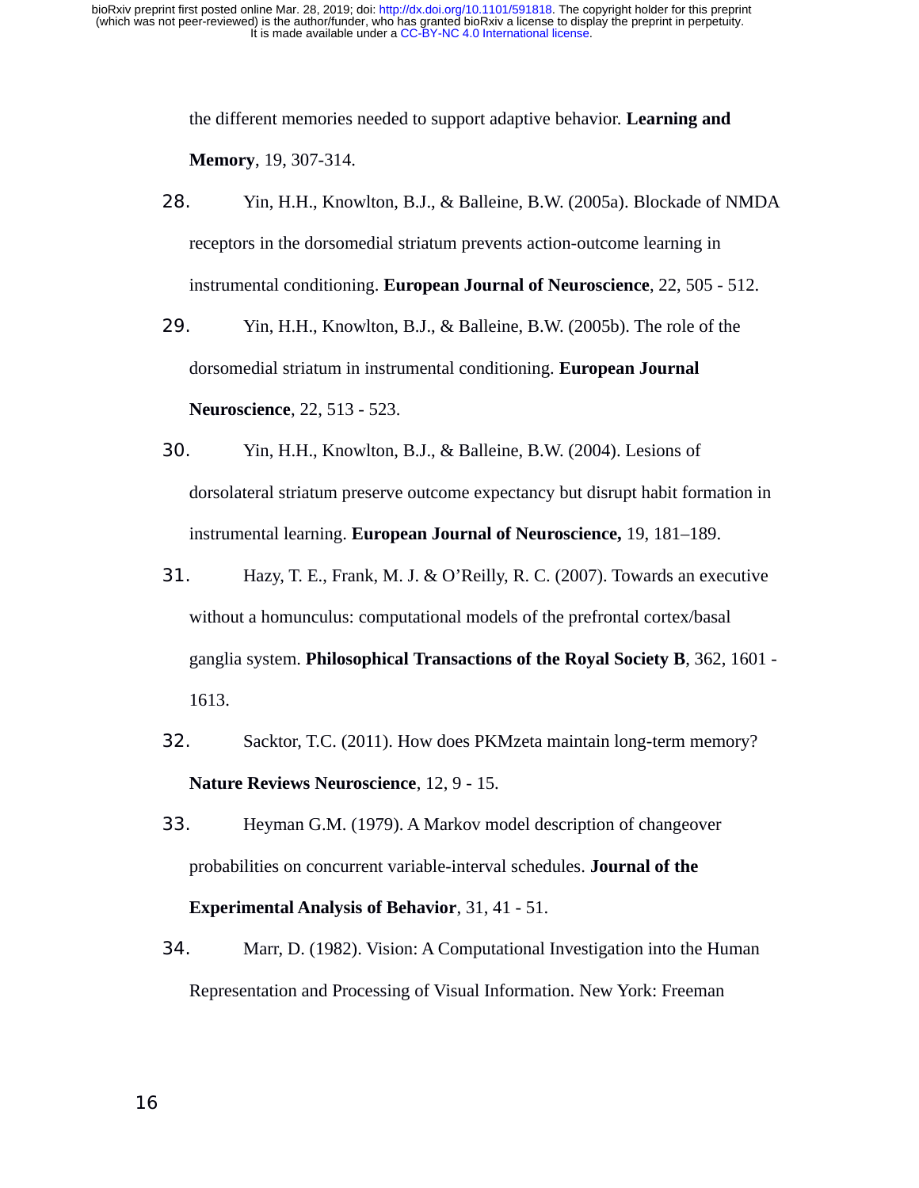the different memories needed to support adaptive behavior. **Learning and Memory**, 19, 307-314.

28. Yin, H.H., Knowlton, B.J., & Balleine, B.W. (2005a). Blockade of NMDA receptors in the dorsomedial striatum prevents action-outcome learning in instrumental conditioning. **European Journal of Neuroscience**, 22, 505 - 512.

29. Yin, H.H., Knowlton, B.J., & Balleine, B.W. (2005b). The role of the dorsomedial striatum in instrumental conditioning. **European Journal Neuroscience**, 22, 513 - 523.

30. Yin, H.H., Knowlton, B.J., & Balleine, B.W. (2004). Lesions of dorsolateral striatum preserve outcome expectancy but disrupt habit formation in instrumental learning. **European Journal of Neuroscience,** 19, 181–189.

31. Hazy, T. E., Frank, M. J. & O'Reilly, R. C. (2007). Towards an executive without a homunculus: computational models of the prefrontal cortex/basal ganglia system. **Philosophical Transactions of the Royal Society B**, 362, 1601 - 1613.

32. Sacktor, T.C. (2011). How does PKMzeta maintain long-term memory? **Nature Reviews Neuroscience**, 12, 9 - 15.

33. Heyman G.M. (1979). A Markov model description of changeover probabilities on concurrent variable-interval schedules. **Journal of the Experimental Analysis of Behavior**, 31, 41 - 51.

34. Marr, D. (1982). Vision: A Computational Investigation into the Human Representation and Processing of Visual Information. New York: Freeman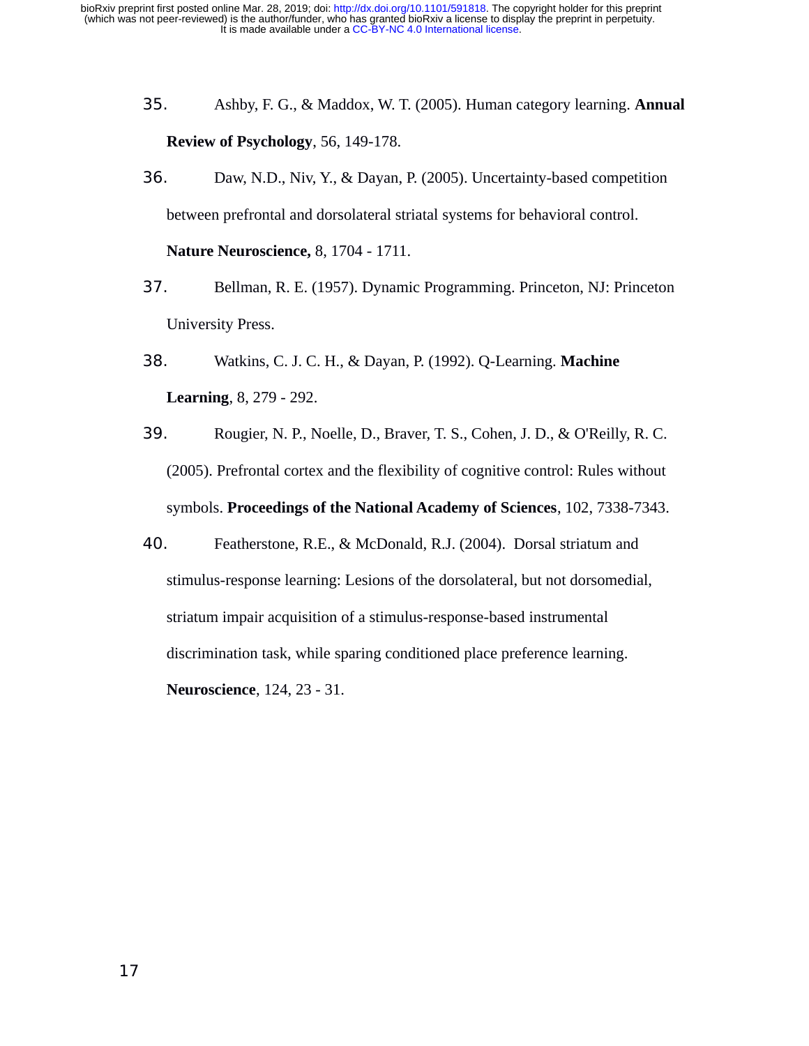35. Ashby, F. G., & Maddox, W. T. (2005). Human category learning. **Annual Review of Psychology**, 56, 149-178.

36. Daw, N.D., Niv, Y., & Dayan, P. (2005). Uncertainty-based competition between prefrontal and dorsolateral striatal systems for behavioral control. **Nature Neuroscience,** 8, 1704 - 1711.

37. Bellman, R. E. (1957). Dynamic Programming. Princeton, NJ: Princeton University Press.

38. Watkins, C. J. C. H., & Dayan, P. (1992). Q-Learning. **Machine Learning**, 8, 279 - 292.

39. Rougier, N. P., Noelle, D., Braver, T. S., Cohen, J. D., & O'Reilly, R. C. (2005). Prefrontal cortex and the flexibility of cognitive control: Rules without symbols. **Proceedings of the National Academy of Sciences**, 102, 7338-7343.

40. Featherstone, R.E., & McDonald, R.J. (2004). Dorsal striatum and stimulus-response learning: Lesions of the dorsolateral, but not dorsomedial, striatum impair acquisition of a stimulus-response-based instrumental discrimination task, while sparing conditioned place preference learning. **Neuroscience**, 124, 23 - 31.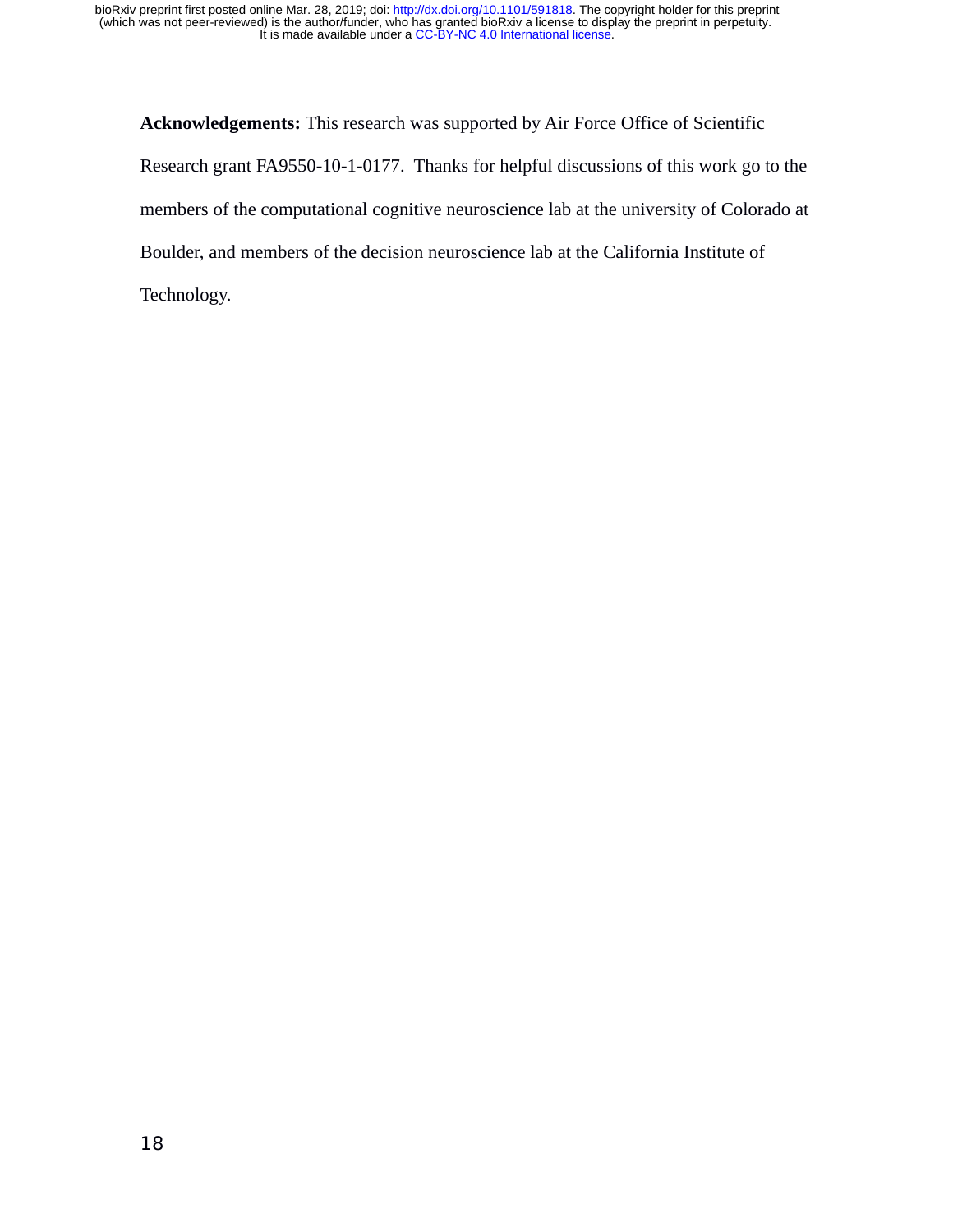**Acknowledgements:** This research was supported by Air Force Office of Scientific Research grant FA9550-10-1-0177. Thanks for helpful discussions of this work go to the members of the computational cognitive neuroscience lab at the university of Colorado at Boulder, and members of the decision neuroscience lab at the California Institute of Technology.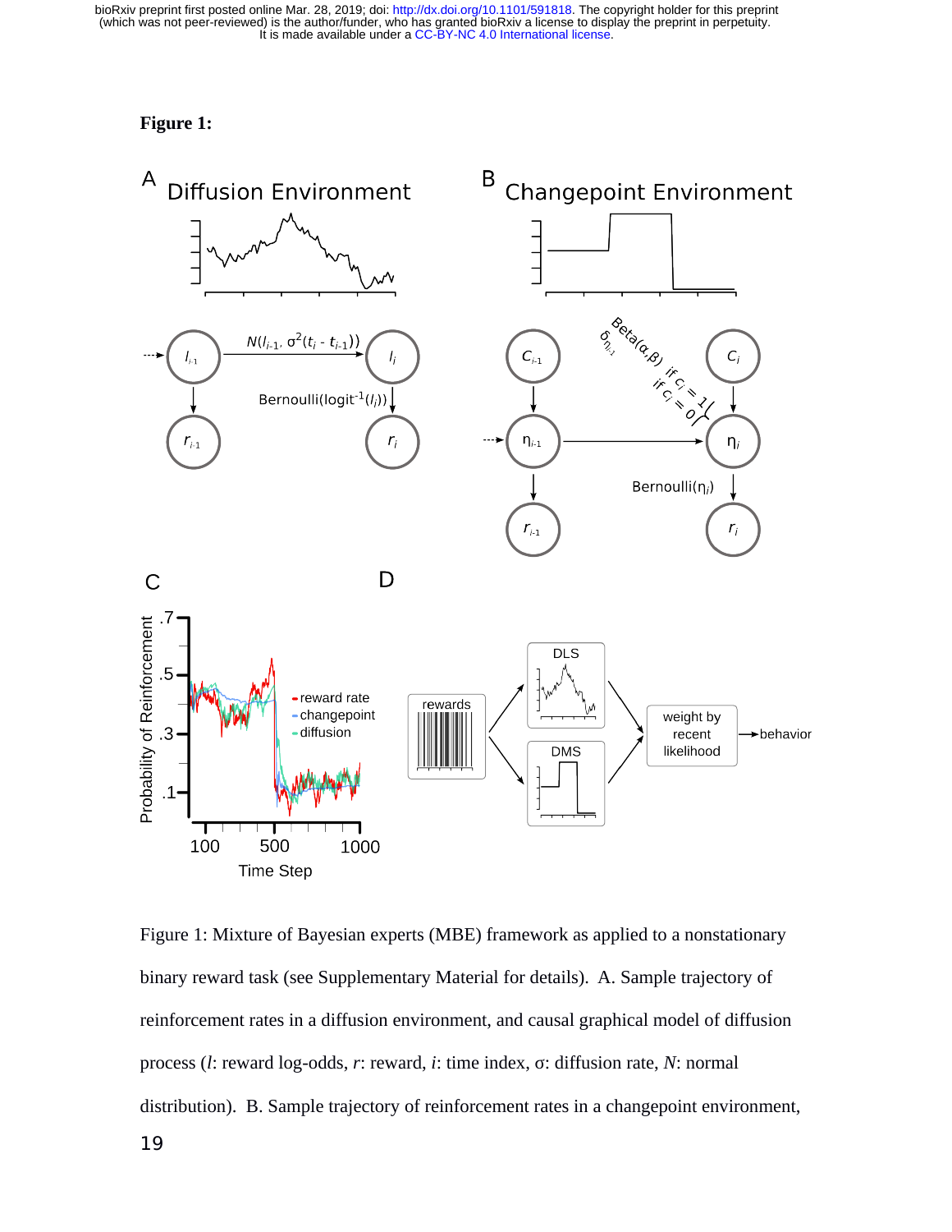**Figure 1:**

Figure 1: Mixture of Bayesian experts (MBE) framework as applied to a nonstationary binary reward task (see Supplementary Material for details). A. Sample trajectory of reinforcement rates in a diffusion environment, and causal graphical model of diffusion process (*l*: reward log-odds, *r*: reward, *i*: time index, σ: diffusion rate, *N*: normal distribution). B. Sample trajectory of reinforcement rates in a changepoint environment,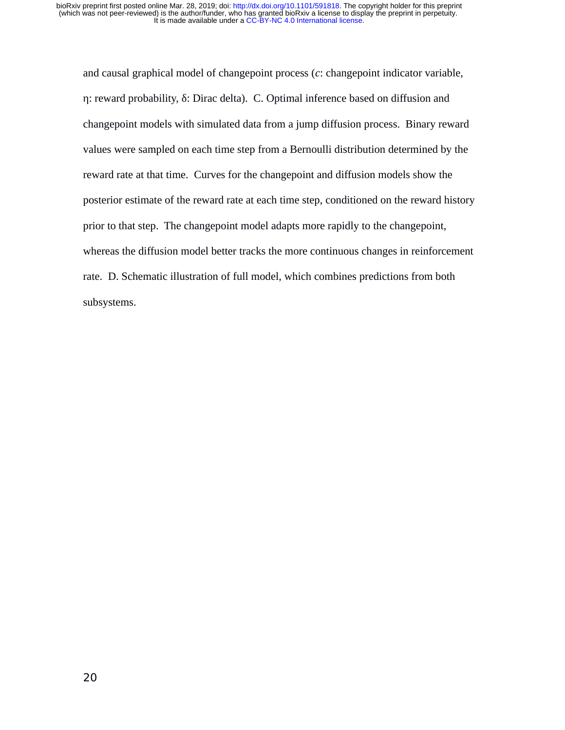and causal graphical model of changepoint process ($c$: changepoint indicator variable, $\eta$: reward probability, $\delta$: Dirac delta). C. Optimal inference based on diffusion and changepoint models with simulated data from a jump diffusion process. Binary reward values were sampled on each time step from a Bernoulli distribution determined by the reward rate at that time. Curves for the changepoint and diffusion models show the posterior estimate of the reward rate at each time step, conditioned on the reward history prior to that step. The changepoint model adapts more rapidly to the changepoint, whereas the diffusion model better tracks the more continuous changes in reinforcement rate. D. Schematic illustration of full model, which combines predictions from both subsystems.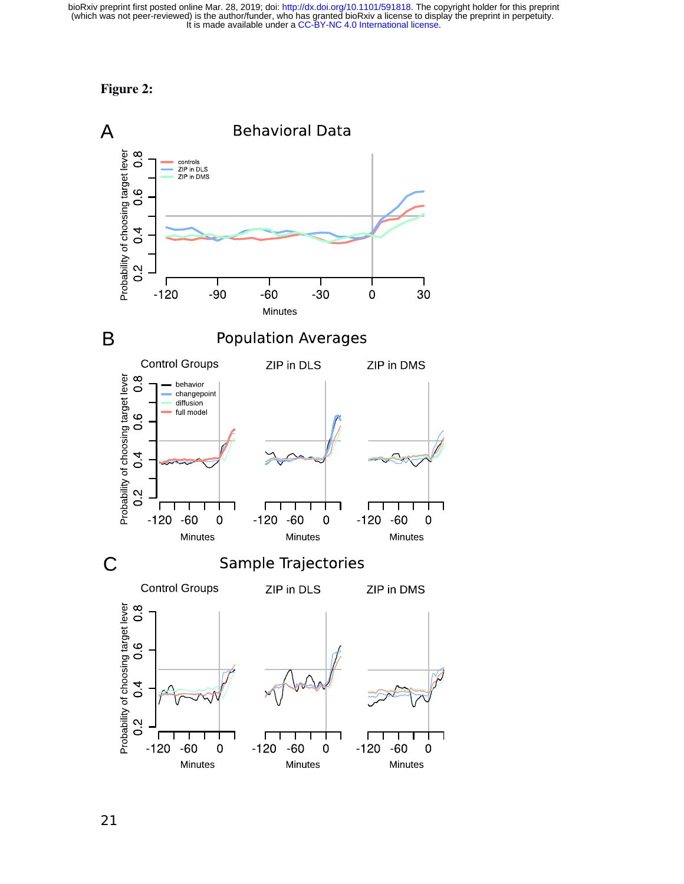**Figure 2:**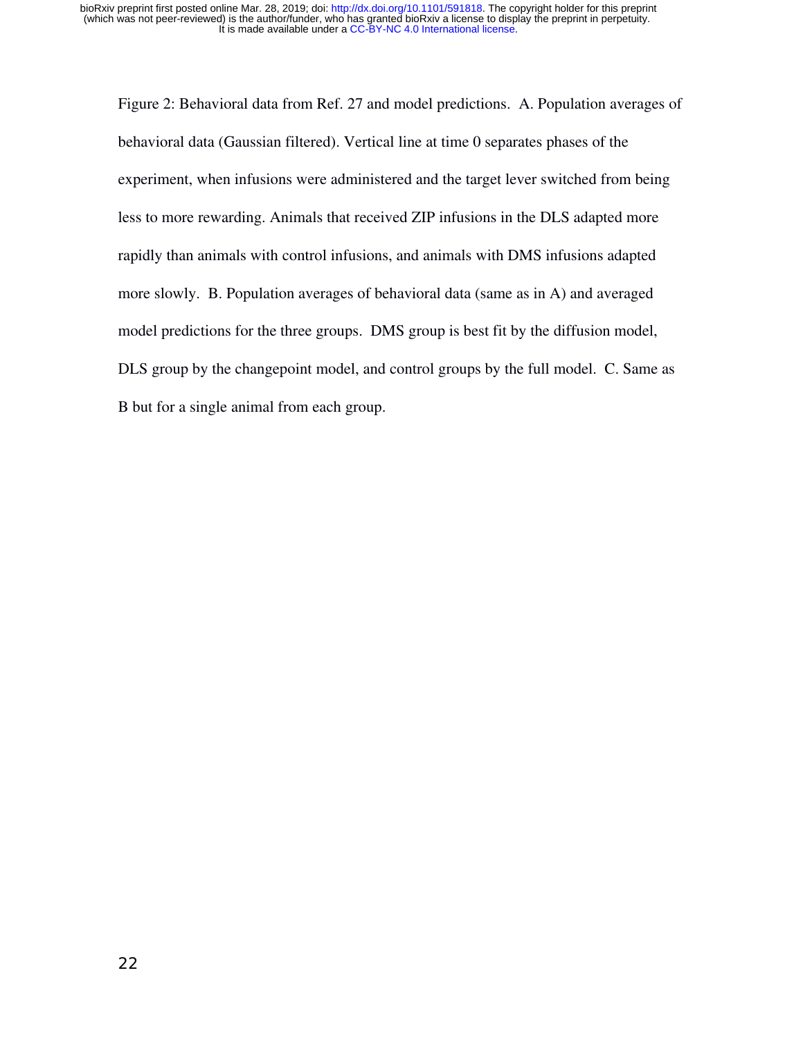Figure 2: Behavioral data from Ref. 27 and model predictions. A. Population averages of behavioral data (Gaussian filtered). Vertical line at time 0 separates phases of the experiment, when infusions were administered and the target lever switched from being less to more rewarding. Animals that received ZIP infusions in the DLS adapted more rapidly than animals with control infusions, and animals with DMS infusions adapted more slowly. B. Population averages of behavioral data (same as in A) and averaged model predictions for the three groups. DMS group is best fit by the diffusion model, DLS group by the changepoint model, and control groups by the full model. C. Same as B but for a single animal from each group.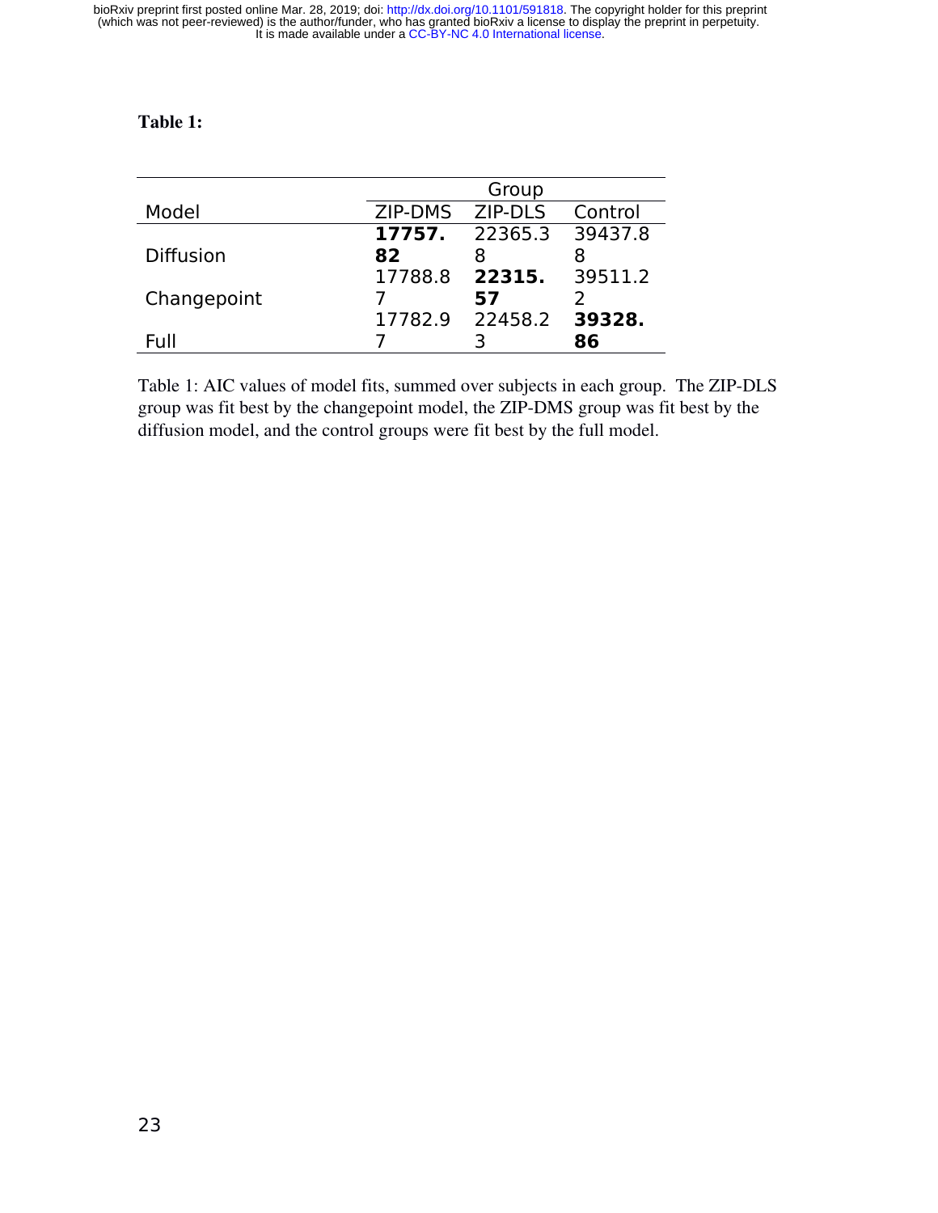**Table 1:**

| Model | Group | | |
|---|---|---|---|
| | ZIP-DMS | ZIP-DLS | Control |
| Diffusion | **17757.82** | 22365.38 | 39437.88 |
| Changepoint | 17788.87 | **22315.57** | 39511.22 |
| Full | 17782.97 | 22458.23 | **39328.86** |

Table 1: AIC values of model fits, summed over subjects in each group. The ZIP-DLS group was fit best by the changepoint model, the ZIP-DMS group was fit best by the diffusion model, and the control groups were fit best by the full model.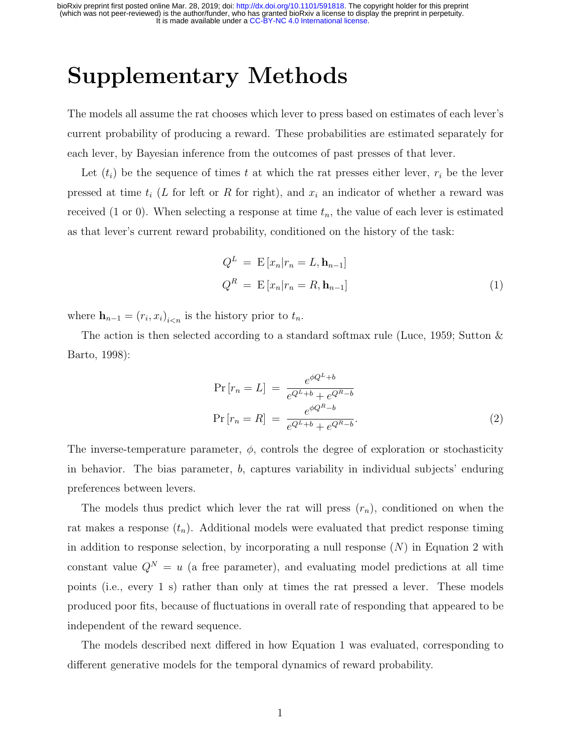# Supplementary Methods

The models all assume the rat chooses which lever to press based on estimates of each lever's current probability of producing a reward. These probabilities are estimated separately for each lever, by Bayesian inference from the outcomes of past presses of that lever.

Let $(t_i)$ be the sequence of times $t$ at which the rat presses either lever, $r_i$ be the lever pressed at time $t_i$ ($L$ for left or $R$ for right), and $x_i$ an indicator of whether a reward was received (1 or 0). When selecting a response at time $t_n$, the value of each lever is estimated as that lever's current reward probability, conditioned on the history of the task:

$$
\begin{aligned}
Q^L &= \mathrm{E}\left[x_n | r_n = L, \mathbf{h}_{n-1}\right] \\
Q^R &= \mathrm{E}\left[x_n | r_n = R, \mathbf{h}_{n-1}\right]
\end{aligned}
\tag{1}
$$

where $\mathbf{h}_{n-1} = (r_i, x_i)_{i<n}$ is the history prior to $t_n$.

The action is then selected according to a standard softmax rule (Luce, 1959; Sutton & Barto, 1998):

$$
\begin{aligned}
\Pr\left[r_n = L\right] &= \frac{e^{\phi Q^L + b}}{e^{Q^L + b} + e^{Q^R - b}} \\
\Pr\left[r_n = R\right] &= \frac{e^{\phi Q^R - b}}{e^{Q^L + b} + e^{Q^R - b}}.
\end{aligned}
\tag{2}
$$

The inverse-temperature parameter, $\phi$, controls the degree of exploration or stochasticity in behavior. The bias parameter, $b$, captures variability in individual subjects' enduring preferences between levers.

The models thus predict which lever the rat will press ($r_n$), conditioned on when the rat makes a response ($t_n$). Additional models were evaluated that predict response timing in addition to response selection, by incorporating a null response ($N$) in Equation 2 with constant value $Q^N = u$ (a free parameter), and evaluating model predictions at all time points (i.e., every 1 s) rather than only at times the rat pressed a lever. These models produced poor fits, because of fluctuations in overall rate of responding that appeared to be independent of the reward sequence.

The models described next differed in how Equation 1 was evaluated, corresponding to different generative models for the temporal dynamics of reward probability.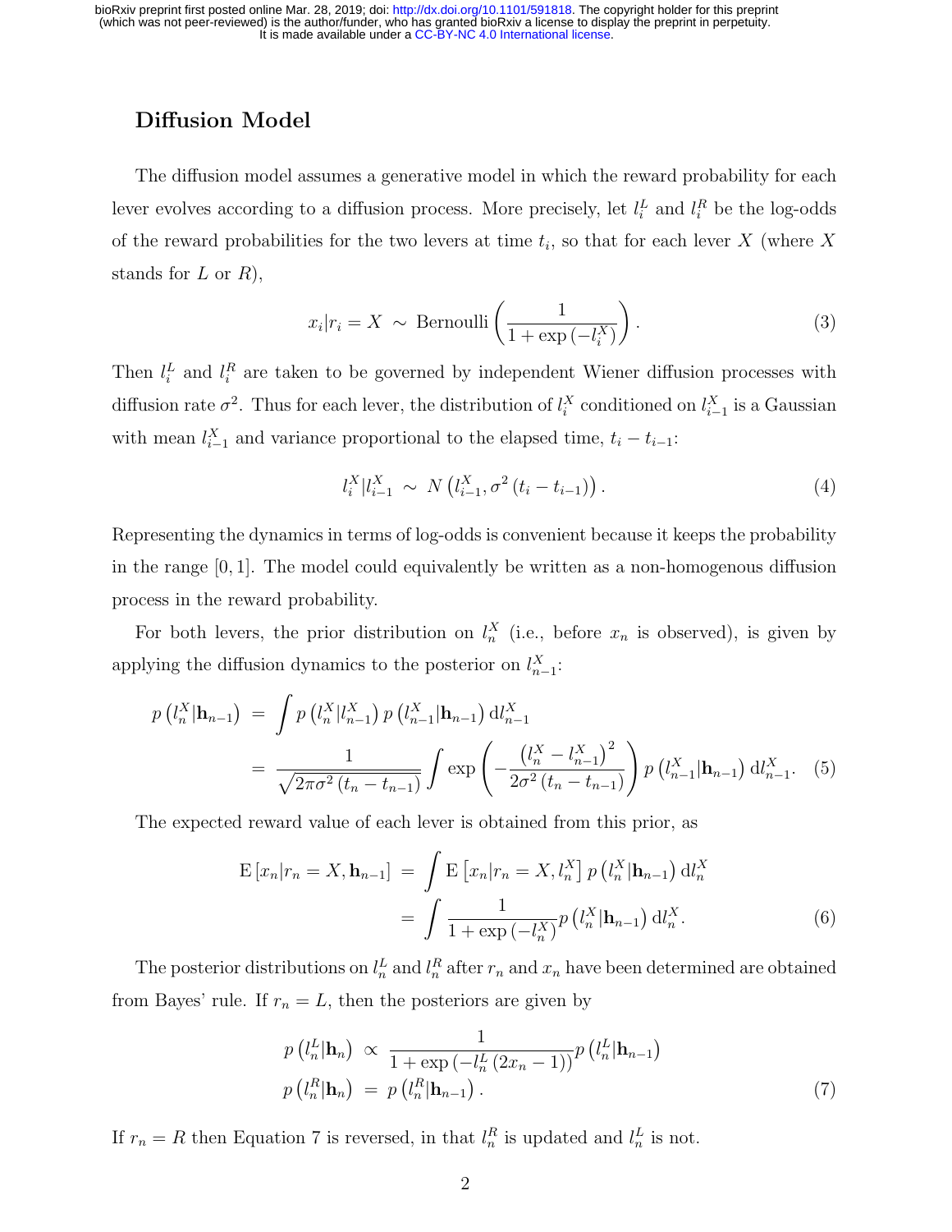## Diffusion Model

The diffusion model assumes a generative model in which the reward probability for each lever evolves according to a diffusion process. More precisely, let $l_i^L$ and $l_i^R$ be the log-odds of the reward probabilities for the two levers at time $t_i$, so that for each lever $X$ (where $X$ stands for $L$ or $R$),

$$x_i | r_i = X \ \sim \ \text{Bernoulli}\left(\frac{1}{1+\exp\left(-l_i^X\right)}\right). \tag{3}$$

Then $l_i^L$ and $l_i^R$ are taken to be governed by independent Wiener diffusion processes with diffusion rate $\sigma^2$. Thus for each lever, the distribution of $l_i^X$ conditioned on $l_{i-1}^X$ is a Gaussian with mean $l_{i-1}^X$ and variance proportional to the elapsed time, $t_i - t_{i-1}$:

$$l_i^X | l_{i-1}^X \ \sim \ N\left(l_{i-1}^X, \sigma^2\left(t_i - t_{i-1}\right)\right). \tag{4}$$

Representing the dynamics in terms of log-odds is convenient because it keeps the probability in the range $[0, 1]$. The model could equivalently be written as a non-homogenous diffusion process in the reward probability.

For both levers, the prior distribution on $l_n^X$ (i.e., before $x_n$ is observed), is given by applying the diffusion dynamics to the posterior on $l_{n-1}^X$:

$$\begin{aligned} p\left(l_n^X | \mathbf{h}_{n-1}\right) &= \int p\left(l_n^X | l_{n-1}^X\right) p\left(l_{n-1}^X | \mathbf{h}_{n-1}\right) \mathrm{d}l_{n-1}^X \\ &= \frac{1}{\sqrt{2\pi\sigma^2\left(t_n - t_{n-1}\right)}} \int \exp\left(-\frac{\left(l_n^X - l_{n-1}^X\right)^2}{2\sigma^2\left(t_n - t_{n-1}\right)}\right) p\left(l_{n-1}^X | \mathbf{h}_{n-1}\right) \mathrm{d}l_{n-1}^X. \end{aligned} \tag{5}$$

The expected reward value of each lever is obtained from this prior, as

$$\begin{aligned} \mathrm{E}\left[x_n | r_n = X, \mathbf{h}_{n-1}\right] &= \int \mathrm{E}\left[x_n | r_n = X, l_n^X\right] p\left(l_n^X | \mathbf{h}_{n-1}\right) \mathrm{d}l_n^X \\ &= \int \frac{1}{1+\exp\left(-l_n^X\right)} p\left(l_n^X | \mathbf{h}_{n-1}\right) \mathrm{d}l_n^X. \end{aligned} \tag{6}$$

The posterior distributions on $l_n^L$ and $l_n^R$ after $r_n$ and $x_n$ have been determined are obtained from Bayes' rule. If $r_n = L$, then the posteriors are given by

$$\begin{aligned} p\left(l_n^L | \mathbf{h}_n\right) &\propto \frac{1}{1+\exp\left(-l_n^L\left(2x_n - 1\right)\right)} p\left(l_n^L | \mathbf{h}_{n-1}\right) \\ p\left(l_n^R | \mathbf{h}_n\right) &= p\left(l_n^R | \mathbf{h}_{n-1}\right). \end{aligned} \tag{7}$$

If $r_n = R$ then Equation 7 is reversed, in that $l_n^R$ is updated and $l_n^L$ is not.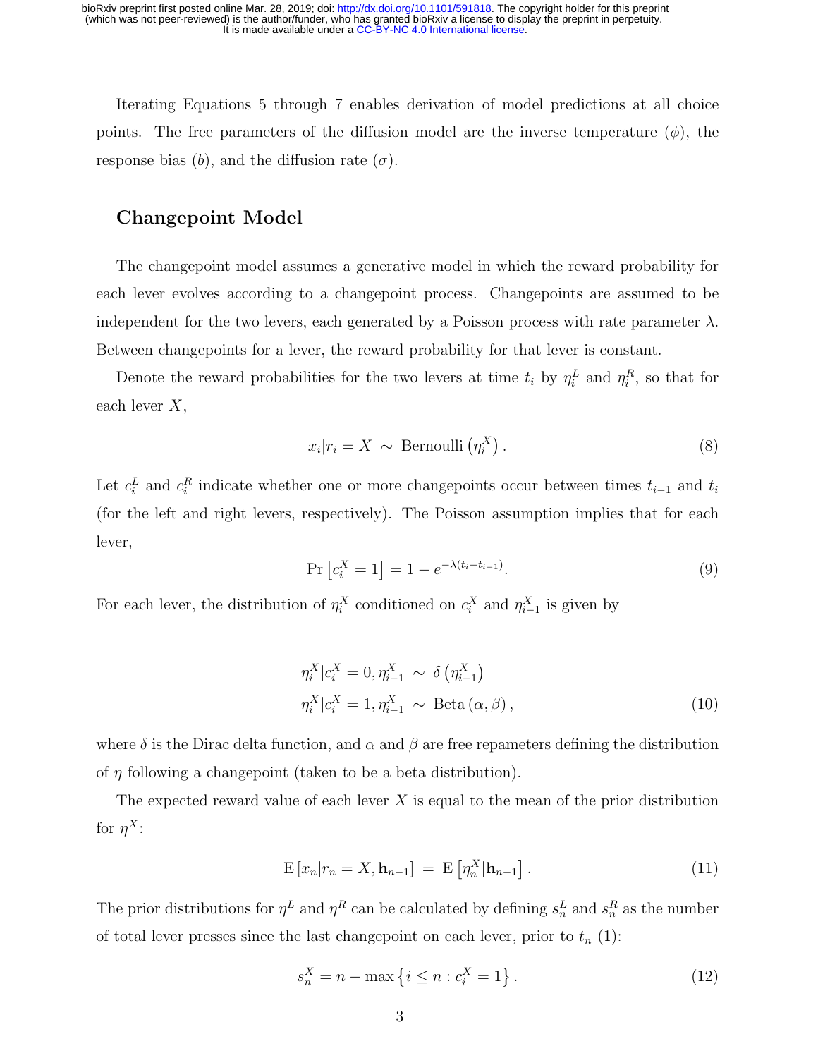Iterating Equations 5 through 7 enables derivation of model predictions at all choice points. The free parameters of the diffusion model are the inverse temperature ($\phi$), the response bias ($b$), and the diffusion rate ($\sigma$).

## Changepoint Model

The changepoint model assumes a generative model in which the reward probability for each lever evolves according to a changepoint process. Changepoints are assumed to be independent for the two levers, each generated by a Poisson process with rate parameter $\lambda$. Between changepoints for a lever, the reward probability for that lever is constant.

Denote the reward probabilities for the two levers at time $t_i$ by $\eta_i^L$ and $\eta_i^R$, so that for each lever $X$,

$$x_i | r_i = X \sim \text{Bernoulli}\left(\eta_i^X\right). \tag{8}$$

Let $c_i^L$ and $c_i^R$ indicate whether one or more changepoints occur between times $t_{i-1}$ and $t_i$ (for the left and right levers, respectively). The Poisson assumption implies that for each lever,

$$\Pr\left[c_i^X = 1\right] = 1 - e^{-\lambda(t_i - t_{i-1})}. \tag{9}$$

For each lever, the distribution of $\eta_i^X$ conditioned on $c_i^X$ and $\eta_{i-1}^X$ is given by

$$\begin{aligned}
\eta_i^X | c_i^X = 0, \eta_{i-1}^X &\sim \delta\left(\eta_{i-1}^X\right) \\
\eta_i^X | c_i^X = 1, \eta_{i-1}^X &\sim \text{Beta}\left(\alpha, \beta\right),
\end{aligned} \tag{10}$$

where $\delta$ is the Dirac delta function, and $\alpha$ and $\beta$ are free repameters defining the distribution of $\eta$ following a changepoint (taken to be a beta distribution).

The expected reward value of each lever $X$ is equal to the mean of the prior distribution for $\eta^X$:

$$\text{E}\left[x_n | r_n = X, \mathbf{h}_{n-1}\right] = \text{E}\left[\eta_n^X | \mathbf{h}_{n-1}\right]. \tag{11}$$

The prior distributions for $\eta^L$ and $\eta^R$ can be calculated by defining $s_n^L$ and $s_n^R$ as the number of total lever presses since the last changepoint on each lever, prior to $t_n$ (1):

$$s_n^X = n - \max\left\{i \leq n : c_i^X = 1\right\}. \tag{12}$$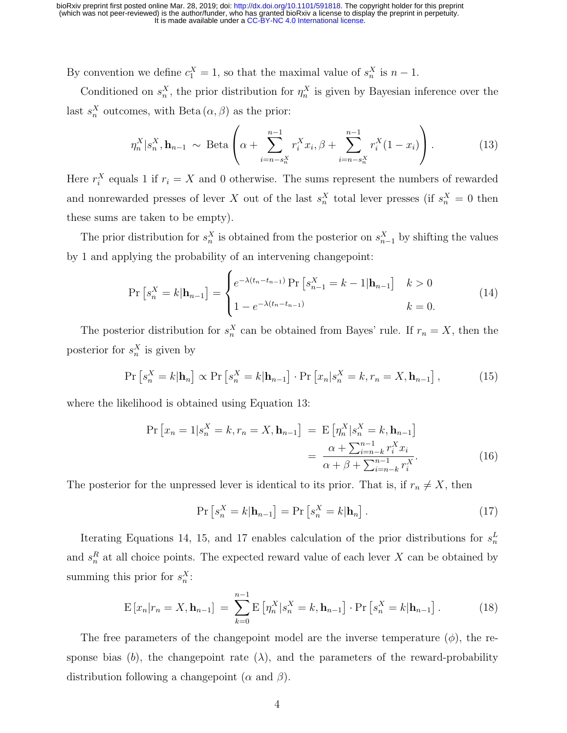By convention we define $c_1^X = 1$, so that the maximal value of $s_n^X$ is $n-1$.

Conditioned on $s_n^X$, the prior distribution for $\eta_n^X$ is given by Bayesian inference over the last $s_n^X$ outcomes, with $\text{Beta}(\alpha, \beta)$ as the prior:

$$\eta_n^X | s_n^X, \mathbf{h}_{n-1} \sim \text{Beta}\left(\alpha + \sum_{i=n-s_n^X}^{n-1} r_i^X x_i, \beta + \sum_{i=n-s_n^X}^{n-1} r_i^X (1 - x_i)\right). \tag{13}$$

Here $r_i^X$ equals 1 if $r_i = X$ and 0 otherwise. The sums represent the numbers of rewarded and nonrewarded presses of lever $X$ out of the last $s_n^X$ total lever presses (if $s_n^X = 0$ then these sums are taken to be empty).

The prior distribution for $s_n^X$ is obtained from the posterior on $s_{n-1}^X$ by shifting the values by 1 and applying the probability of an intervening changepoint:

$$\Pr\left[s_n^X = k | \mathbf{h}_{n-1}\right] = \begin{cases} e^{-\lambda(t_n - t_{n-1})} \Pr\left[s_{n-1}^X = k-1 | \mathbf{h}_{n-1}\right] & k > 0 \\ 1 - e^{-\lambda(t_n - t_{n-1})} & k = 0. \end{cases} \tag{14}$$

The posterior distribution for $s_n^X$ can be obtained from Bayes' rule. If $r_n = X$, then the posterior for $s_n^X$ is given by

$$\Pr\left[s_n^X = k | \mathbf{h}_n\right] \propto \Pr\left[s_n^X = k | \mathbf{h}_{n-1}\right] \cdot \Pr\left[x_n | s_n^X = k, r_n = X, \mathbf{h}_{n-1}\right], \tag{15}$$

where the likelihood is obtained using Equation 13:

$$\begin{aligned} \Pr\left[x_n = 1 | s_n^X = k, r_n = X, \mathbf{h}_{n-1}\right] &= \mathrm{E}\left[\eta_n^X | s_n^X = k, \mathbf{h}_{n-1}\right] \\ &= \frac{\alpha + \sum_{i=n-k}^{n-1} r_i^X x_i}{\alpha + \beta + \sum_{i=n-k}^{n-1} r_i^X}. \end{aligned} \tag{16}$$

The posterior for the unpressed lever is identical to its prior. That is, if $r_n \neq X$, then

$$\Pr\left[s_n^X = k | \mathbf{h}_{n-1}\right] = \Pr\left[s_n^X = k | \mathbf{h}_n\right]. \tag{17}$$

Iterating Equations 14, 15, and 17 enables calculation of the prior distributions for $s_n^L$ and $s_n^R$ at all choice points. The expected reward value of each lever $X$ can be obtained by summing this prior for $s_n^X$:

$$\mathrm{E}\left[x_n | r_n = X, \mathbf{h}_{n-1}\right] = \sum_{k=0}^{n-1} \mathrm{E}\left[\eta_n^X | s_n^X = k, \mathbf{h}_{n-1}\right] \cdot \Pr\left[s_n^X = k | \mathbf{h}_{n-1}\right]. \tag{18}$$

The free parameters of the changepoint model are the inverse temperature ($\phi$), the response bias ($b$), the changepoint rate ($\lambda$), and the parameters of the reward-probability distribution following a changepoint ($\alpha$ and $\beta$).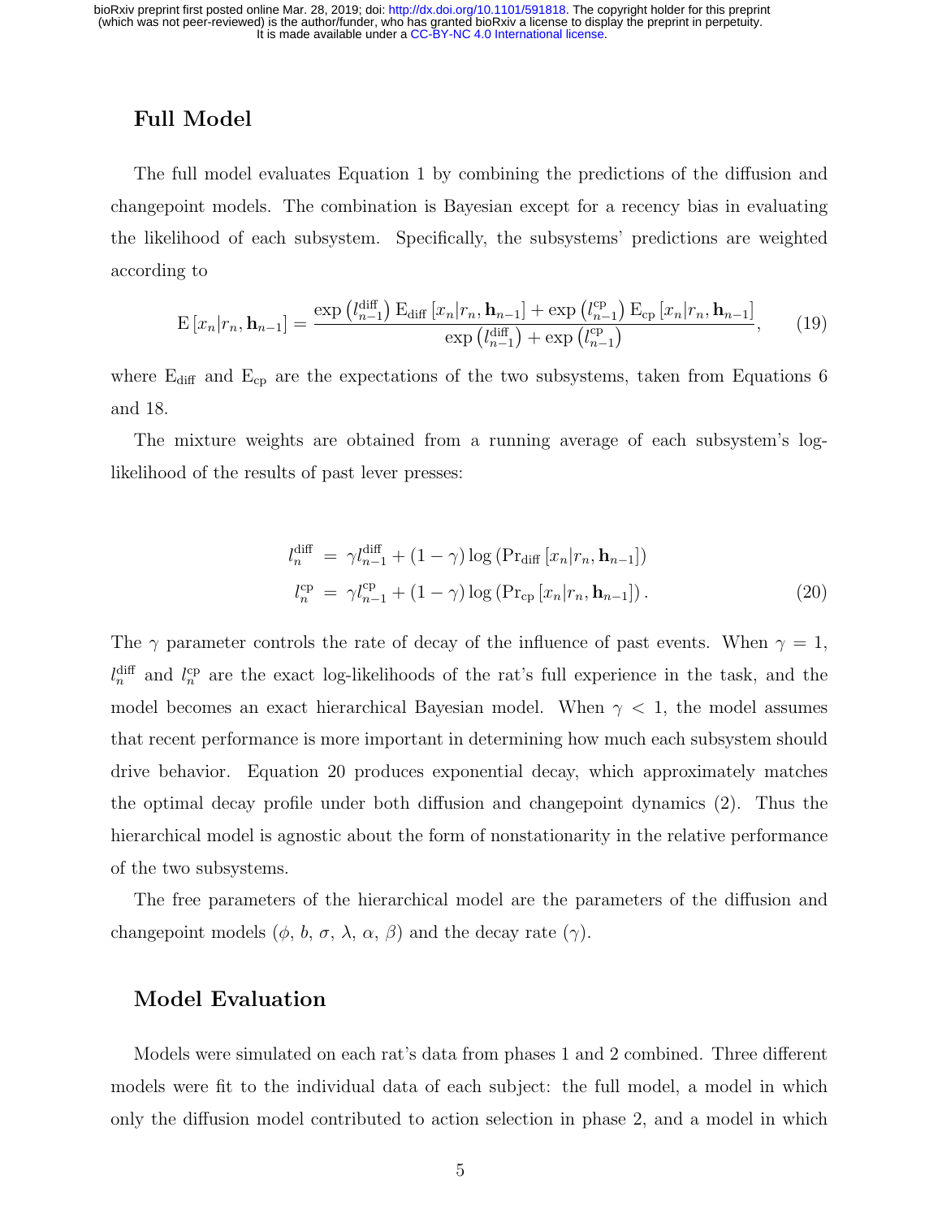## Full Model

The full model evaluates Equation 1 by combining the predictions of the diffusion and changepoint models. The combination is Bayesian except for a recency bias in evaluating the likelihood of each subsystem. Specifically, the subsystems' predictions are weighted according to

$$\mathrm{E}\left[x_n | r_n, \mathbf{h}_{n-1}\right] = \frac{\exp\left(l_{n-1}^{\mathrm{diff}}\right) \mathrm{E}_{\mathrm{diff}}\left[x_n | r_n, \mathbf{h}_{n-1}\right] + \exp\left(l_{n-1}^{\mathrm{cp}}\right) \mathrm{E}_{\mathrm{cp}}\left[x_n | r_n, \mathbf{h}_{n-1}\right]}{\exp\left(l_{n-1}^{\mathrm{diff}}\right) + \exp\left(l_{n-1}^{\mathrm{cp}}\right)}, \tag{19}$$

where $\mathrm{E}_{\mathrm{diff}}$ and $\mathrm{E}_{\mathrm{cp}}$ are the expectations of the two subsystems, taken from Equations 6 and 18.

The mixture weights are obtained from a running average of each subsystem's log-likelihood of the results of past lever presses:

$$\begin{aligned} l_n^{\mathrm{diff}} &= \gamma l_{n-1}^{\mathrm{diff}} + (1-\gamma) \log\left(\mathrm{Pr}_{\mathrm{diff}}\left[x_n | r_n, \mathbf{h}_{n-1}\right]\right) \\ l_n^{\mathrm{cp}} &= \gamma l_{n-1}^{\mathrm{cp}} + (1-\gamma) \log\left(\mathrm{Pr}_{\mathrm{cp}}\left[x_n | r_n, \mathbf{h}_{n-1}\right]\right). \end{aligned} \tag{20}$$

The $\gamma$ parameter controls the rate of decay of the influence of past events. When $\gamma = 1$, $l_n^{\mathrm{diff}}$ and $l_n^{\mathrm{cp}}$ are the exact log-likelihoods of the rat's full experience in the task, and the model becomes an exact hierarchical Bayesian model. When $\gamma < 1$, the model assumes that recent performance is more important in determining how much each subsystem should drive behavior. Equation 20 produces exponential decay, which approximately matches the optimal decay profile under both diffusion and changepoint dynamics (2). Thus the hierarchical model is agnostic about the form of nonstationarity in the relative performance of the two subsystems.

The free parameters of the hierarchical model are the parameters of the diffusion and changepoint models ($\phi$, $b$, $\sigma$, $\lambda$, $\alpha$, $\beta$) and the decay rate ($\gamma$).

## Model Evaluation

Models were simulated on each rat's data from phases 1 and 2 combined. Three different models were fit to the individual data of each subject: the full model, a model in which only the diffusion model contributed to action selection in phase 2, and a model in which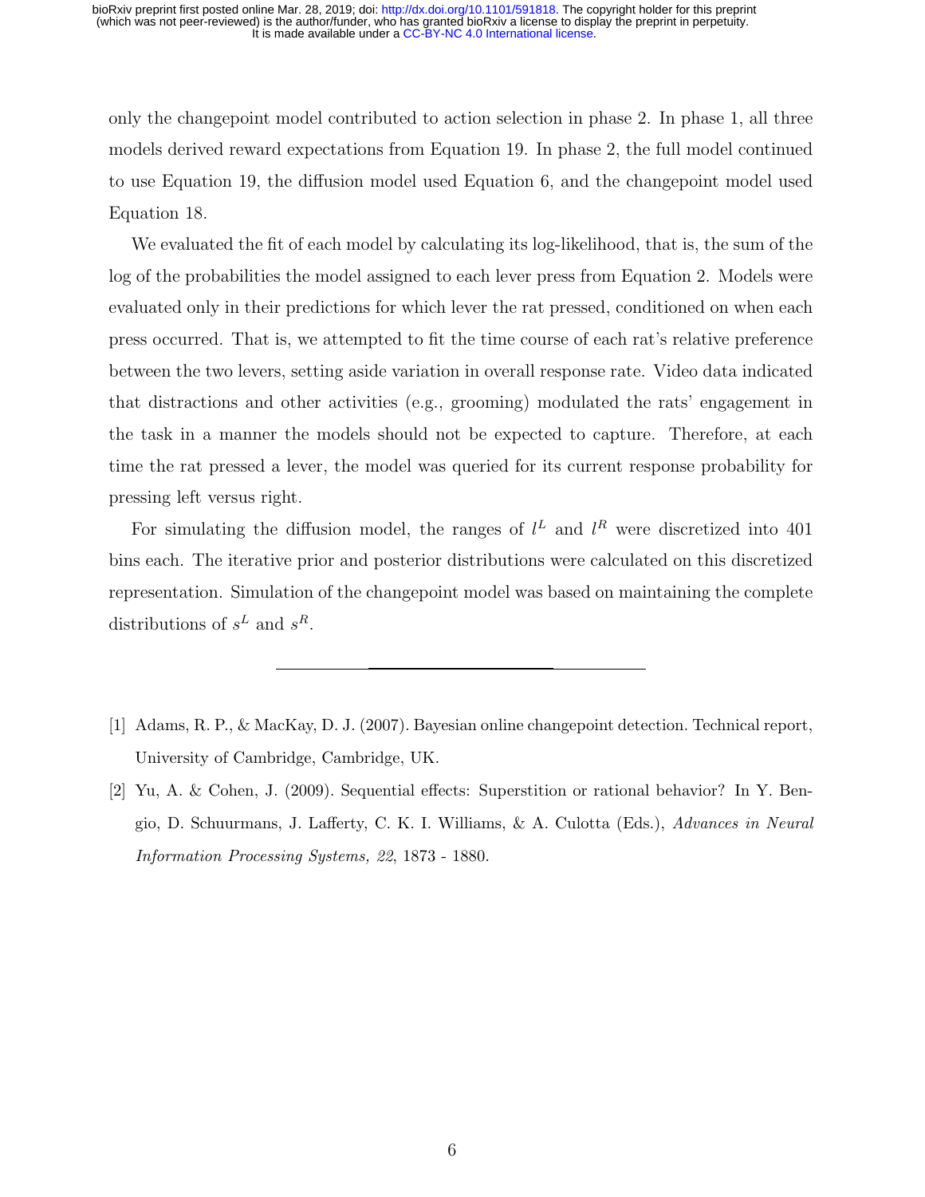only the changepoint model contributed to action selection in phase 2. In phase 1, all three models derived reward expectations from Equation 19. In phase 2, the full model continued to use Equation 19, the diffusion model used Equation 6, and the changepoint model used Equation 18.

We evaluated the fit of each model by calculating its log-likelihood, that is, the sum of the log of the probabilities the model assigned to each lever press from Equation 2. Models were evaluated only in their predictions for which lever the rat pressed, conditioned on when each press occurred. That is, we attempted to fit the time course of each rat's relative preference between the two levers, setting aside variation in overall response rate. Video data indicated that distractions and other activities (e.g., grooming) modulated the rats' engagement in the task in a manner the models should not be expected to capture. Therefore, at each time the rat pressed a lever, the model was queried for its current response probability for pressing left versus right.

For simulating the diffusion model, the ranges of $l^L$ and $l^R$ were discretized into 401 bins each. The iterative prior and posterior distributions were calculated on this discretized representation. Simulation of the changepoint model was based on maintaining the complete distributions of $s^L$ and $s^R$.

---

[1] Adams, R. P., & MacKay, D. J. (2007). Bayesian online changepoint detection. Technical report, University of Cambridge, Cambridge, UK.

[2] Yu, A. & Cohen, J. (2009). Sequential effects: Superstition or rational behavior? In Y. Bengio, D. Schuurmans, J. Lafferty, C. K. I. Williams, & A. Culotta (Eds.), *Advances in Neural Information Processing Systems, 22*, 1873 - 1880.